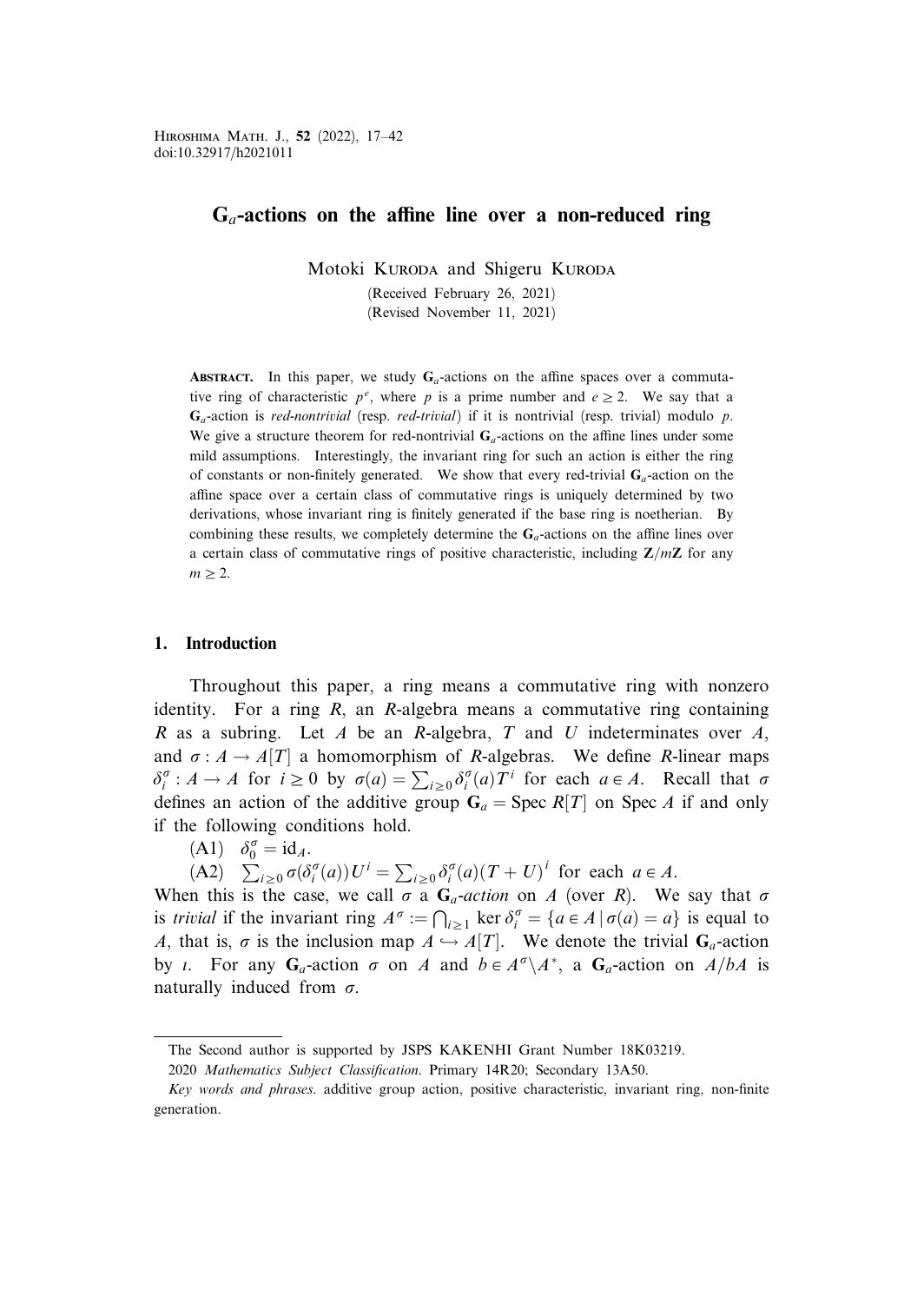# $\mathbf{G}_a$-actions on the affine line over a non-reduced ring

Motoki Kuroda and Shigeru Kuroda

(Received February 26, 2021)
(Revised November 11, 2021)

**Abstract.** In this paper, we study $\mathbf{G}_a$-actions on the affine spaces over a commutative ring of characteristic $p^e$, where $p$ is a prime number and $e \geq 2$. We say that a $\mathbf{G}_a$-action is *red-nontrivial* (resp. *red-trivial*) if it is nontrivial (resp. trivial) modulo $p$. We give a structure theorem for red-nontrivial $\mathbf{G}_a$-actions on the affine lines under some mild assumptions. Interestingly, the invariant ring for such an action is either the ring of constants or non-finitely generated. We show that every red-trivial $\mathbf{G}_a$-action on the affine space over a certain class of commutative rings is uniquely determined by two derivations, whose invariant ring is finitely generated if the base ring is noetherian. By combining these results, we completely determine the $\mathbf{G}_a$-actions on the affine lines over a certain class of commutative rings of positive characteristic, including $\mathbf{Z}/m\mathbf{Z}$ for any $m \geq 2$.

## 1. Introduction

Throughout this paper, a ring means a commutative ring with nonzero identity. For a ring $R$, an $R$-algebra means a commutative ring containing $R$ as a subring. Let $A$ be an $R$-algebra, $T$ and $U$ indeterminates over $A$, and $\sigma : A \to A[T]$ a homomorphism of $R$-algebras. We define $R$-linear maps $\delta_i^\sigma : A \to A$ for $i \geq 0$ by $\sigma(a) = \sum_{i \geq 0} \delta_i^\sigma(a) T^i$ for each $a \in A$. Recall that $\sigma$ defines an action of the additive group $\mathbf{G}_a = \operatorname{Spec} R[T]$ on $\operatorname{Spec} A$ if and only if the following conditions hold.

(A1) $\delta_0^\sigma = \mathrm{id}_A$.

(A2) $\sum_{i \geq 0} \sigma(\delta_i^\sigma(a)) U^i = \sum_{i \geq 0} \delta_i^\sigma(a)(T + U)^i$ for each $a \in A$.

When this is the case, we call $\sigma$ a *$\mathbf{G}_a$-action* on $A$ (over $R$). We say that $\sigma$ is *trivial* if the invariant ring $A^\sigma := \bigcap_{i \geq 1} \ker \delta_i^\sigma = \{a \in A \mid \sigma(a) = a\}$ is equal to $A$, that is, $\sigma$ is the inclusion map $A \hookrightarrow A[T]$. We denote the trivial $\mathbf{G}_a$-action by $\iota$. For any $\mathbf{G}_a$-action $\sigma$ on $A$ and $b \in A^\sigma \setminus A^*$, a $\mathbf{G}_a$-action on $A/bA$ is naturally induced from $\sigma$.

---

The Second author is supported by JSPS KAKENHI Grant Number 18K03219.

2020 *Mathematics Subject Classification*. Primary 14R20; Secondary 13A50.

*Key words and phrases*. additive group action, positive characteristic, invariant ring, non-finite generation.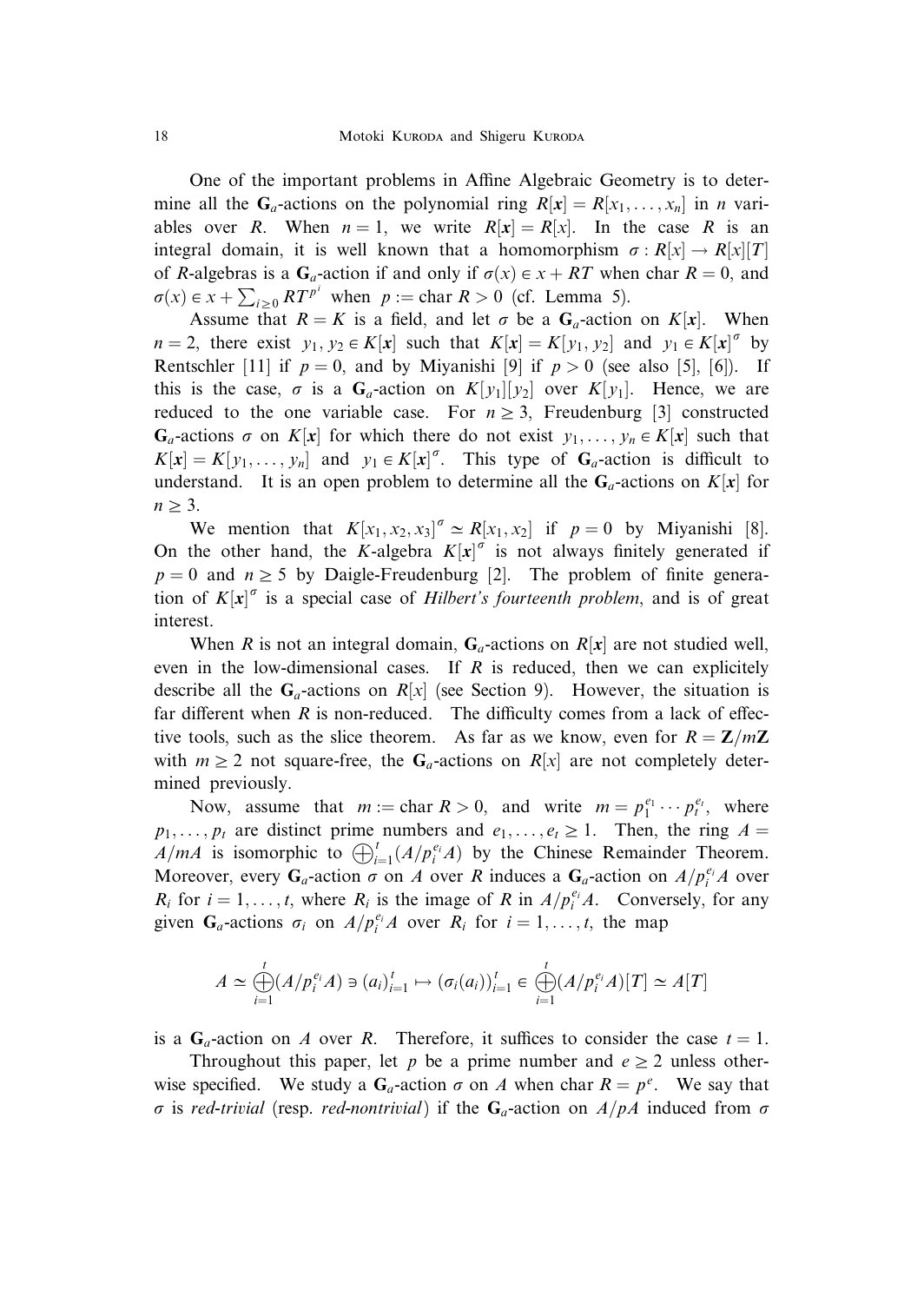One of the important problems in Affine Algebraic Geometry is to determine all the $\mathbf{G}_a$-actions on the polynomial ring $R[\boldsymbol{x}] = R[x_1, \dots, x_n]$ in $n$ variables over $R$. When $n = 1$, we write $R[\boldsymbol{x}] = R[x]$. In the case $R$ is an integral domain, it is well known that a homomorphism $\sigma : R[x] \to R[x][T]$ of $R$-algebras is a $\mathbf{G}_a$-action if and only if $\sigma(x) \in x + RT$ when char $R = 0$, and $\sigma(x) \in x + \sum_{i \geq 0} RT^{p^i}$ when $p :=$ char $R > 0$ (cf. Lemma 5).

Assume that $R = K$ is a field, and let $\sigma$ be a $\mathbf{G}_a$-action on $K[\boldsymbol{x}]$. When $n = 2$, there exist $y_1, y_2 \in K[\boldsymbol{x}]$ such that $K[\boldsymbol{x}] = K[y_1, y_2]$ and $y_1 \in K[\boldsymbol{x}]^\sigma$ by Rentschler [11] if $p = 0$, and by Miyanishi [9] if $p > 0$ (see also [5], [6]). If this is the case, $\sigma$ is a $\mathbf{G}_a$-action on $K[y_1][y_2]$ over $K[y_1]$. Hence, we are reduced to the one variable case. For $n \geq 3$, Freudenburg [3] constructed $\mathbf{G}_a$-actions $\sigma$ on $K[\boldsymbol{x}]$ for which there do not exist $y_1, \dots, y_n \in K[\boldsymbol{x}]$ such that $K[\boldsymbol{x}] = K[y_1, \dots, y_n]$ and $y_1 \in K[\boldsymbol{x}]^\sigma$. This type of $\mathbf{G}_a$-action is difficult to understand. It is an open problem to determine all the $\mathbf{G}_a$-actions on $K[\boldsymbol{x}]$ for $n \geq 3$.

We mention that $K[x_1, x_2, x_3]^\sigma \simeq R[x_1, x_2]$ if $p = 0$ by Miyanishi [8]. On the other hand, the $K$-algebra $K[\boldsymbol{x}]^\sigma$ is not always finitely generated if $p = 0$ and $n \geq 5$ by Daigle-Freudenburg [2]. The problem of finite generation of $K[\boldsymbol{x}]^\sigma$ is a special case of *Hilbert's fourteenth problem*, and is of great interest.

When $R$ is not an integral domain, $\mathbf{G}_a$-actions on $R[\boldsymbol{x}]$ are not studied well, even in the low-dimensional cases. If $R$ is reduced, then we can explicitely describe all the $\mathbf{G}_a$-actions on $R[x]$ (see Section 9). However, the situation is far different when $R$ is non-reduced. The difficulty comes from a lack of effective tools, such as the slice theorem. As far as we know, even for $R = \mathbf{Z}/m\mathbf{Z}$ with $m \geq 2$ not square-free, the $\mathbf{G}_a$-actions on $R[x]$ are not completely determined previously.

Now, assume that $m :=$ char $R > 0$, and write $m = p_1^{e_1} \cdots p_t^{e_t}$, where $p_1, \dots, p_t$ are distinct prime numbers and $e_1, \dots, e_t \geq 1$. Then, the ring $A = A/mA$ is isomorphic to $\bigoplus_{i=1}^t (A/p_i^{e_i}A)$ by the Chinese Remainder Theorem. Moreover, every $\mathbf{G}_a$-action $\sigma$ on $A$ over $R$ induces a $\mathbf{G}_a$-action on $A/p_i^{e_i}A$ over $R_i$ for $i = 1, \dots, t$, where $R_i$ is the image of $R$ in $A/p_i^{e_i}A$. Conversely, for any given $\mathbf{G}_a$-actions $\sigma_i$ on $A/p_i^{e_i}A$ over $R_i$ for $i = 1, \dots, t$, the map

$$A \simeq \bigoplus_{i=1}^t (A/p_i^{e_i}A) \ni (a_i)_{i=1}^t \mapsto (\sigma_i(a_i))_{i=1}^t \in \bigoplus_{i=1}^t (A/p_i^{e_i}A)[T] \simeq A[T]$$

is a $\mathbf{G}_a$-action on $A$ over $R$. Therefore, it suffices to consider the case $t = 1$.

Throughout this paper, let $p$ be a prime number and $e \geq 2$ unless otherwise specified. We study a $\mathbf{G}_a$-action $\sigma$ on $A$ when char $R = p^e$. We say that $\sigma$ is *red-trivial* (resp. *red-nontrivial*) if the $\mathbf{G}_a$-action on $A/pA$ induced from $\sigma$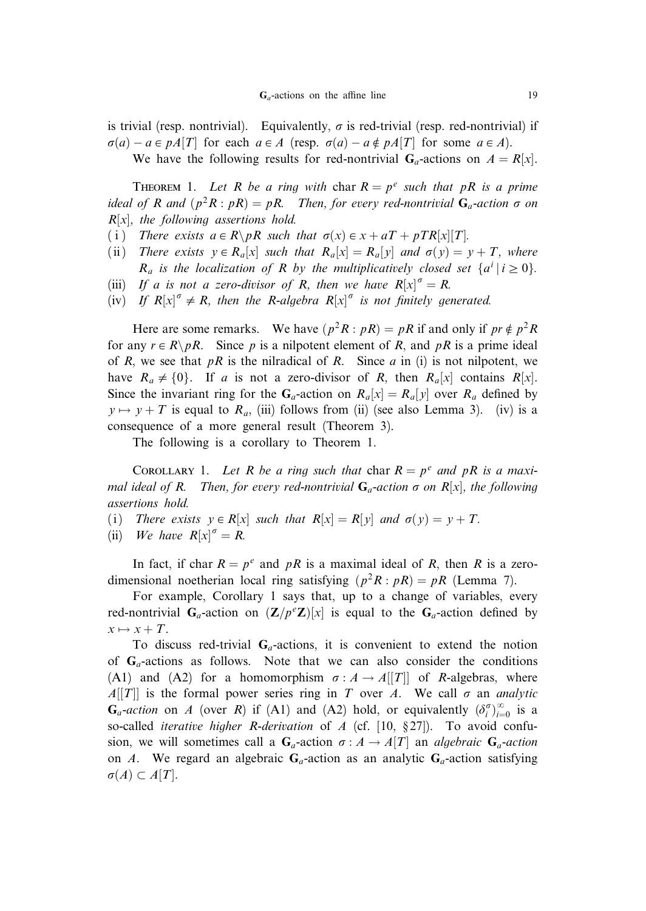is trivial (resp. nontrivial). Equivalently, $\sigma$ is red-trivial (resp. red-nontrivial) if $\sigma(a) - a \in pA[T]$ for each $a \in A$ (resp. $\sigma(a) - a \notin pA[T]$ for some $a \in A$).

We have the following results for red-nontrivial $\mathbf{G}_a$-actions on $A = R[x]$.

Theorem 1. *Let $R$ be a ring with* char $R = p^e$ *such that $pR$ is a prime ideal of $R$ and $(p^2R : pR) = pR$. Then, for every red-nontrivial $\mathbf{G}_a$-action $\sigma$ on $R[x]$, the following assertions hold.*

(i) *There exists $a \in R \backslash pR$ such that $\sigma(x) \in x + aT + pTR[x][T]$.*

(ii) *There exists $y \in R_a[x]$ such that $R_a[x] = R_a[y]$ and $\sigma(y) = y + T$, where $R_a$ is the localization of $R$ by the multiplicatively closed set $\{a^i \mid i \geq 0\}$.*

(iii) *If $a$ is not a zero-divisor of $R$, then we have $R[x]^\sigma = R$.*

(iv) *If $R[x]^\sigma \neq R$, then the $R$-algebra $R[x]^\sigma$ is not finitely generated.*

Here are some remarks. We have $(p^2R : pR) = pR$ if and only if $pr \notin p^2R$ for any $r \in R \backslash pR$. Since $p$ is a nilpotent element of $R$, and $pR$ is a prime ideal of $R$, we see that $pR$ is the nilradical of $R$. Since $a$ in (i) is not nilpotent, we have $R_a \neq \{0\}$. If $a$ is not a zero-divisor of $R$, then $R_a[x]$ contains $R[x]$. Since the invariant ring for the $\mathbf{G}_a$-action on $R_a[x] = R_a[y]$ over $R_a$ defined by $y \mapsto y + T$ is equal to $R_a$, (iii) follows from (ii) (see also Lemma 3). (iv) is a consequence of a more general result (Theorem 3).

The following is a corollary to Theorem 1.

Corollary 1. *Let $R$ be a ring such that* char $R = p^e$ *and $pR$ is a maximal ideal of $R$. Then, for every red-nontrivial $\mathbf{G}_a$-action $\sigma$ on $R[x]$, the following assertions hold.*

(i) *There exists $y \in R[x]$ such that $R[x] = R[y]$ and $\sigma(y) = y + T$.*

(ii) *We have $R[x]^\sigma = R$.*

In fact, if char $R = p^e$ and $pR$ is a maximal ideal of $R$, then $R$ is a zero-dimensional noetherian local ring satisfying $(p^2R : pR) = pR$ (Lemma 7).

For example, Corollary 1 says that, up to a change of variables, every red-nontrivial $\mathbf{G}_a$-action on $(\mathbf{Z}/p^e\mathbf{Z})[x]$ is equal to the $\mathbf{G}_a$-action defined by $x \mapsto x + T$.

To discuss red-trivial $\mathbf{G}_a$-actions, it is convenient to extend the notion of $\mathbf{G}_a$-actions as follows. Note that we can also consider the conditions (A1) and (A2) for a homomorphism $\sigma : A \to A[[T]]$ of $R$-algebras, where $A[[T]]$ is the formal power series ring in $T$ over $A$. We call $\sigma$ an *analytic* $\mathbf{G}_a$*-action* on $A$ (over $R$) if (A1) and (A2) hold, or equivalently $(\delta_i^\sigma)_{i=0}^\infty$ is a so-called *iterative higher R-derivation* of $A$ (cf. [10, §27]). To avoid confusion, we will sometimes call a $\mathbf{G}_a$-action $\sigma : A \to A[T]$ an *algebraic* $\mathbf{G}_a$*-action* on $A$. We regard an algebraic $\mathbf{G}_a$-action as an analytic $\mathbf{G}_a$-action satisfying $\sigma(A) \subset A[T]$.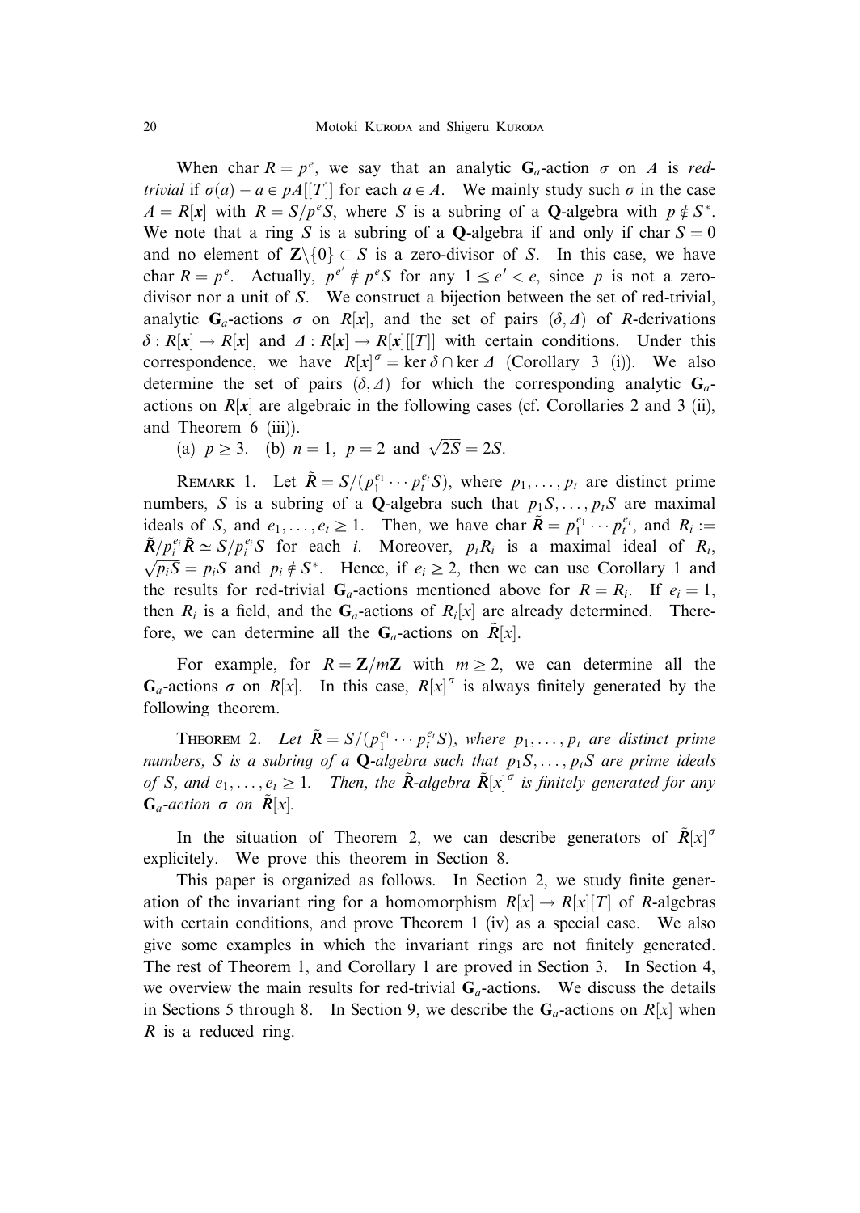When $\operatorname{char} R = p^e$, we say that an analytic $\mathbf{G}_a$-action $\sigma$ on $A$ is *red-trivial* if $\sigma(a) - a \in pA[[T]]$ for each $a \in A$. We mainly study such $\sigma$ in the case $A = R[\boldsymbol{x}]$ with $R = S/p^eS$, where $S$ is a subring of a $\mathbf{Q}$-algebra with $p \notin S^*$. We note that a ring $S$ is a subring of a $\mathbf{Q}$-algebra if and only if $\operatorname{char} S = 0$ and no element of $\mathbf{Z}\setminus\{0\} \subset S$ is a zero-divisor of $S$. In this case, we have $\operatorname{char} R = p^e$. Actually, $p^{e'} \notin p^eS$ for any $1 \leq e' < e$, since $p$ is not a zero-divisor nor a unit of $S$. We construct a bijection between the set of red-trivial, analytic $\mathbf{G}_a$-actions $\sigma$ on $R[\boldsymbol{x}]$, and the set of pairs $(\delta, \Delta)$ of $R$-derivations $\delta : R[\boldsymbol{x}] \to R[\boldsymbol{x}]$ and $\Delta : R[\boldsymbol{x}] \to R[\boldsymbol{x}][[T]]$ with certain conditions. Under this correspondence, we have $R[\boldsymbol{x}]^\sigma = \ker \delta \cap \ker \Delta$ (Corollary 3 (i)). We also determine the set of pairs $(\delta, \Delta)$ for which the corresponding analytic $\mathbf{G}_a$-actions on $R[\boldsymbol{x}]$ are algebraic in the following cases (cf. Corollaries 2 and 3 (ii), and Theorem 6 (iii)).

(a) $p \geq 3$. (b) $n = 1$, $p = 2$ and $\sqrt{2S} = 2S$.

Remark 1. Let $\tilde{R} = S/(p_1^{e_1} \cdots p_t^{e_t} S)$, where $p_1, \dots, p_t$ are distinct prime numbers, $S$ is a subring of a $\mathbf{Q}$-algebra such that $p_1S, \dots, p_tS$ are maximal ideals of $S$, and $e_1, \dots, e_t \geq 1$. Then, we have $\operatorname{char} \tilde{R} = p_1^{e_1} \cdots p_t^{e_t}$, and $R_i := \tilde{R}/p_i^{e_i}\tilde{R} \simeq S/p_i^{e_i}S$ for each $i$. Moreover, $p_iR_i$ is a maximal ideal of $R_i$, $\sqrt{p_iS} = p_iS$ and $p_i \notin S^*$. Hence, if $e_i \geq 2$, then we can use Corollary 1 and the results for red-trivial $\mathbf{G}_a$-actions mentioned above for $R = R_i$. If $e_i = 1$, then $R_i$ is a field, and the $\mathbf{G}_a$-actions of $R_i[x]$ are already determined. Therefore, we can determine all the $\mathbf{G}_a$-actions on $\tilde{R}[x]$.

For example, for $R = \mathbf{Z}/m\mathbf{Z}$ with $m \geq 2$, we can determine all the $\mathbf{G}_a$-actions $\sigma$ on $R[x]$. In this case, $R[x]^\sigma$ is always finitely generated by the following theorem.

Theorem 2. *Let $\tilde{R} = S/(p_1^{e_1} \cdots p_t^{e_t} S)$, where $p_1, \dots, p_t$ are distinct prime numbers, $S$ is a subring of a $\mathbf{Q}$-algebra such that $p_1S, \dots, p_tS$ are prime ideals of $S$, and $e_1, \dots, e_t \geq 1$. Then, the $\tilde{R}$-algebra $\tilde{R}[x]^\sigma$ is finitely generated for any $\mathbf{G}_a$-action $\sigma$ on $\tilde{R}[x]$.*

In the situation of Theorem 2, we can describe generators of $\tilde{R}[x]^\sigma$ explicitly. We prove this theorem in Section 8.

This paper is organized as follows. In Section 2, we study finite generation of the invariant ring for a homomorphism $R[x] \to R[x][T]$ of $R$-algebras with certain conditions, and prove Theorem 1 (iv) as a special case. We also give some examples in which the invariant rings are not finitely generated. The rest of Theorem 1, and Corollary 1 are proved in Section 3. In Section 4, we overview the main results for red-trivial $\mathbf{G}_a$-actions. We discuss the details in Sections 5 through 8. In Section 9, we describe the $\mathbf{G}_a$-actions on $R[x]$ when $R$ is a reduced ring.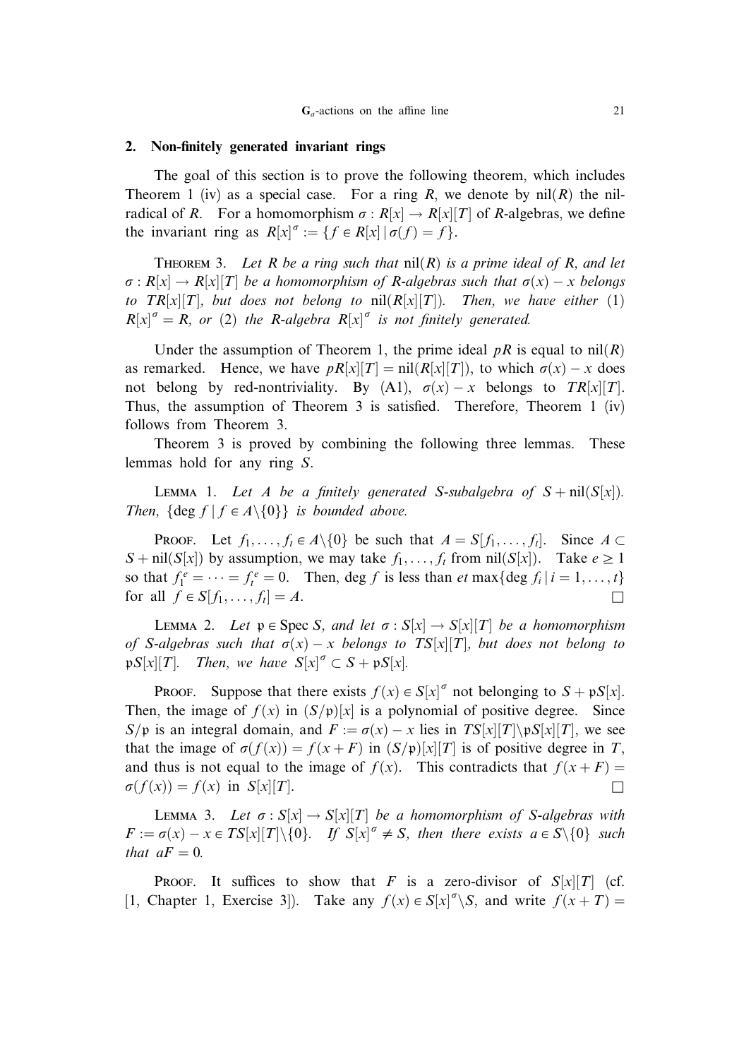## 2. Non-finitely generated invariant rings

The goal of this section is to prove the following theorem, which includes Theorem 1 (iv) as a special case. For a ring $R$, we denote by $\mathrm{nil}(R)$ the nil-radical of $R$. For a homomorphism $\sigma : R[x] \to R[x][T]$ of $R$-algebras, we define the invariant ring as $R[x]^{\sigma} := \{f \in R[x] \mid \sigma(f) = f\}$.

THEOREM 3. *Let $R$ be a ring such that $\mathrm{nil}(R)$ is a prime ideal of $R$, and let $\sigma : R[x] \to R[x][T]$ be a homomorphism of $R$-algebras such that $\sigma(x) - x$ belongs to $TR[x][T]$, but does not belong to $\mathrm{nil}(R[x][T])$. Then, we have either (1) $R[x]^{\sigma} = R$, or (2) the $R$-algebra $R[x]^{\sigma}$ is not finitely generated.*

Under the assumption of Theorem 1, the prime ideal $pR$ is equal to $\mathrm{nil}(R)$ as remarked. Hence, we have $pR[x][T] = \mathrm{nil}(R[x][T])$, to which $\sigma(x) - x$ does not belong by red-nontriviality. By (A1), $\sigma(x) - x$ belongs to $TR[x][T]$. Thus, the assumption of Theorem 3 is satisfied. Therefore, Theorem 1 (iv) follows from Theorem 3.

Theorem 3 is proved by combining the following three lemmas. These lemmas hold for any ring $S$.

LEMMA 1. *Let $A$ be a finitely generated $S$-subalgebra of $S + \mathrm{nil}(S[x])$. Then, $\{\deg f \mid f \in A \setminus \{0\}\}$ is bounded above.*

PROOF. Let $f_1, \dots, f_t \in A \setminus \{0\}$ be such that $A = S[f_1, \dots, f_t]$. Since $A \subset S + \mathrm{nil}(S[x])$ by assumption, we may take $f_1, \dots, f_t$ from $\mathrm{nil}(S[x])$. Take $e \geq 1$ so that $f_1^e = \cdots = f_t^e = 0$. Then, $\deg f$ is less than $et \max\{\deg f_i \mid i = 1, \dots, t\}$ for all $f \in S[f_1, \dots, f_t] = A$. □

LEMMA 2. *Let $\mathfrak{p} \in \mathrm{Spec}\, S$, and let $\sigma : S[x] \to S[x][T]$ be a homomorphism of $S$-algebras such that $\sigma(x) - x$ belongs to $TS[x][T]$, but does not belong to $\mathfrak{p}S[x][T]$. Then, we have $S[x]^{\sigma} \subset S + \mathfrak{p}S[x]$.*

PROOF. Suppose that there exists $f(x) \in S[x]^{\sigma}$ not belonging to $S + \mathfrak{p}S[x]$. Then, the image of $f(x)$ in $(S/\mathfrak{p})[x]$ is a polynomial of positive degree. Since $S/\mathfrak{p}$ is an integral domain, and $F := \sigma(x) - x$ lies in $TS[x][T] \setminus \mathfrak{p}S[x][T]$, we see that the image of $\sigma(f(x)) = f(x + F)$ in $(S/\mathfrak{p})[x][T]$ is of positive degree in $T$, and thus is not equal to the image of $f(x)$. This contradicts that $f(x + F) = \sigma(f(x)) = f(x)$ in $S[x][T]$. □

LEMMA 3. *Let $\sigma : S[x] \to S[x][T]$ be a homomorphism of $S$-algebras with $F := \sigma(x) - x \in TS[x][T] \setminus \{0\}$. If $S[x]^{\sigma} \neq S$, then there exists $a \in S \setminus \{0\}$ such that $aF = 0$.*

PROOF. It suffices to show that $F$ is a zero-divisor of $S[x][T]$ (cf. [1, Chapter 1, Exercise 3]). Take any $f(x) \in S[x]^{\sigma} \setminus S$, and write $f(x + T) =$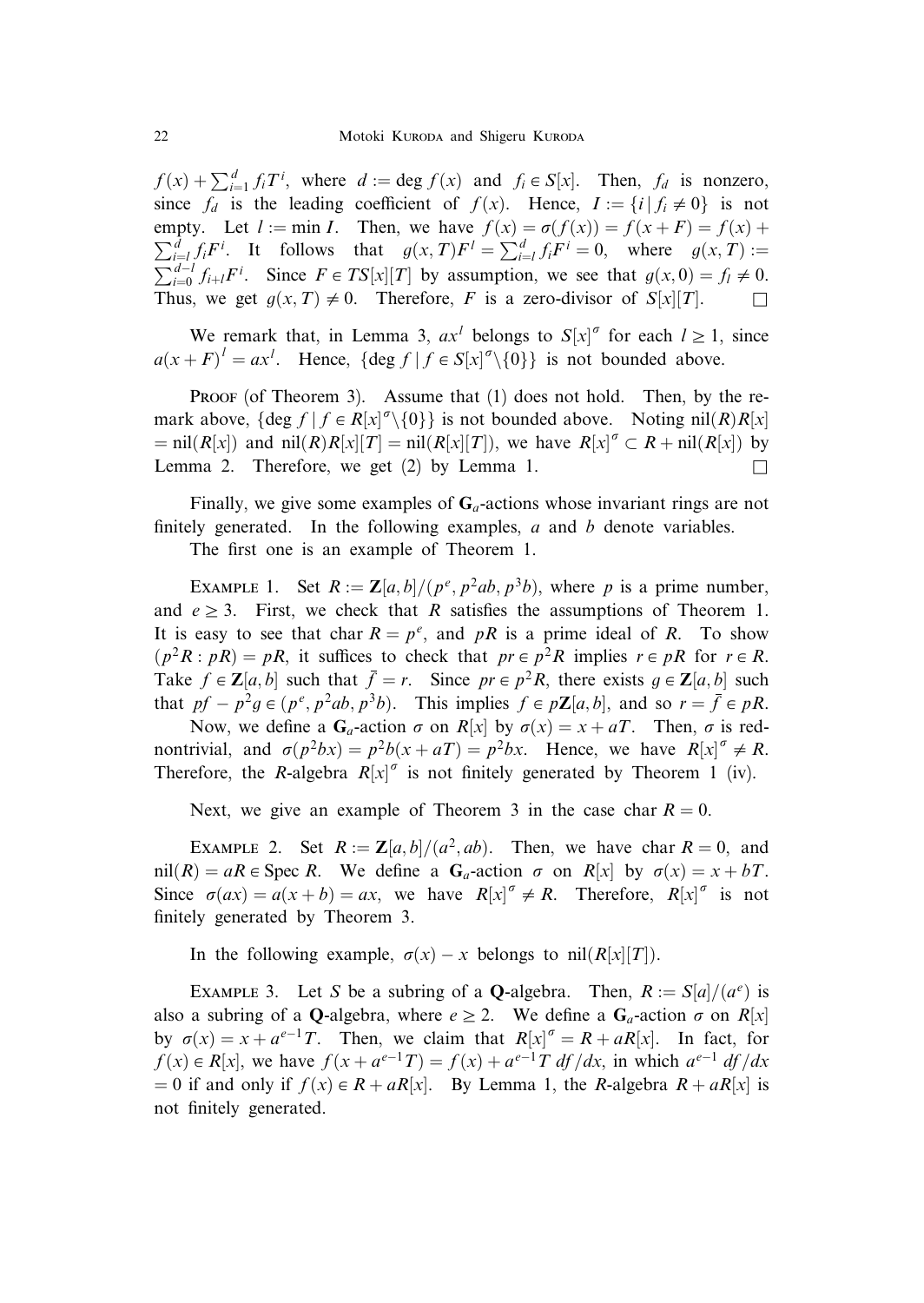$f(x) + \sum_{i=1}^{d} f_i T^i$, where $d := \deg f(x)$ and $f_i \in S[x]$. Then, $f_d$ is nonzero, since $f_d$ is the leading coefficient of $f(x)$. Hence, $I := \{i \mid f_i \neq 0\}$ is not empty. Let $l := \min I$. Then, we have $f(x) = \sigma(f(x)) = f(x+F) = f(x) + \sum_{i=l}^{d} f_i F^i$. It follows that $g(x,T)F^l = \sum_{i=l}^{d} f_i F^i = 0$, where $g(x,T) := \sum_{i=0}^{d-l} f_{i+l} F^i$. Since $F \in TS[x][T]$ by assumption, we see that $g(x,0) = f_l \neq 0$. Thus, we get $g(x,T) \neq 0$. Therefore, $F$ is a zero-divisor of $S[x][T]$. $\square$

We remark that, in Lemma 3, $ax^l$ belongs to $S[x]^\sigma$ for each $l \geq 1$, since $a(x+F)^l = ax^l$. Hence, $\{\deg f \mid f \in S[x]^\sigma \setminus \{0\}\}$ is not bounded above.

Proof (of Theorem 3). Assume that (1) does not hold. Then, by the remark above, $\{\deg f \mid f \in R[x]^\sigma \setminus \{0\}\}$ is not bounded above. Noting $\mathrm{nil}(R)R[x] = \mathrm{nil}(R[x])$ and $\mathrm{nil}(R)R[x][T] = \mathrm{nil}(R[x][T])$, we have $R[x]^\sigma \subset R + \mathrm{nil}(R[x])$ by Lemma 2. Therefore, we get (2) by Lemma 1. $\square$

Finally, we give some examples of $\mathbf{G}_a$-actions whose invariant rings are not finitely generated. In the following examples, $a$ and $b$ denote variables.

The first one is an example of Theorem 1.

Example 1. Set $R := \mathbf{Z}[a,b]/(p^e, p^2ab, p^3b)$, where $p$ is a prime number, and $e \geq 3$. First, we check that $R$ satisfies the assumptions of Theorem 1. It is easy to see that $\mathrm{char}\, R = p^e$, and $pR$ is a prime ideal of $R$. To show $(p^2R : pR) = pR$, it suffices to check that $pr \in p^2R$ implies $r \in pR$ for $r \in R$. Take $f \in \mathbf{Z}[a,b]$ such that $\bar{f} = r$. Since $pr \in p^2R$, there exists $g \in \mathbf{Z}[a,b]$ such that $pf - p^2g \in (p^e, p^2ab, p^3b)$. This implies $f \in p\mathbf{Z}[a,b]$, and so $r = \bar{f} \in pR$.

Now, we define a $\mathbf{G}_a$-action $\sigma$ on $R[x]$ by $\sigma(x) = x + aT$. Then, $\sigma$ is red-nontrivial, and $\sigma(p^2bx) = p^2b(x+aT) = p^2bx$. Hence, we have $R[x]^\sigma \neq R$. Therefore, the $R$-algebra $R[x]^\sigma$ is not finitely generated by Theorem 1 (iv).

Next, we give an example of Theorem 3 in the case $\mathrm{char}\, R = 0$.

Example 2. Set $R := \mathbf{Z}[a,b]/(a^2, ab)$. Then, we have $\mathrm{char}\, R = 0$, and $\mathrm{nil}(R) = aR \in \mathrm{Spec}\, R$. We define a $\mathbf{G}_a$-action $\sigma$ on $R[x]$ by $\sigma(x) = x + bT$. Since $\sigma(ax) = a(x+b) = ax$, we have $R[x]^\sigma \neq R$. Therefore, $R[x]^\sigma$ is not finitely generated by Theorem 3.

In the following example, $\sigma(x) - x$ belongs to $\mathrm{nil}(R[x][T])$.

Example 3. Let $S$ be a subring of a $\mathbf{Q}$-algebra. Then, $R := S[a]/(a^e)$ is also a subring of a $\mathbf{Q}$-algebra, where $e \geq 2$. We define a $\mathbf{G}_a$-action $\sigma$ on $R[x]$ by $\sigma(x) = x + a^{e-1}T$. Then, we claim that $R[x]^\sigma = R + aR[x]$. In fact, for $f(x) \in R[x]$, we have $f(x + a^{e-1}T) = f(x) + a^{e-1}T\, df/dx$, in which $a^{e-1}\, df/dx = 0$ if and only if $f(x) \in R + aR[x]$. By Lemma 1, the $R$-algebra $R + aR[x]$ is not finitely generated.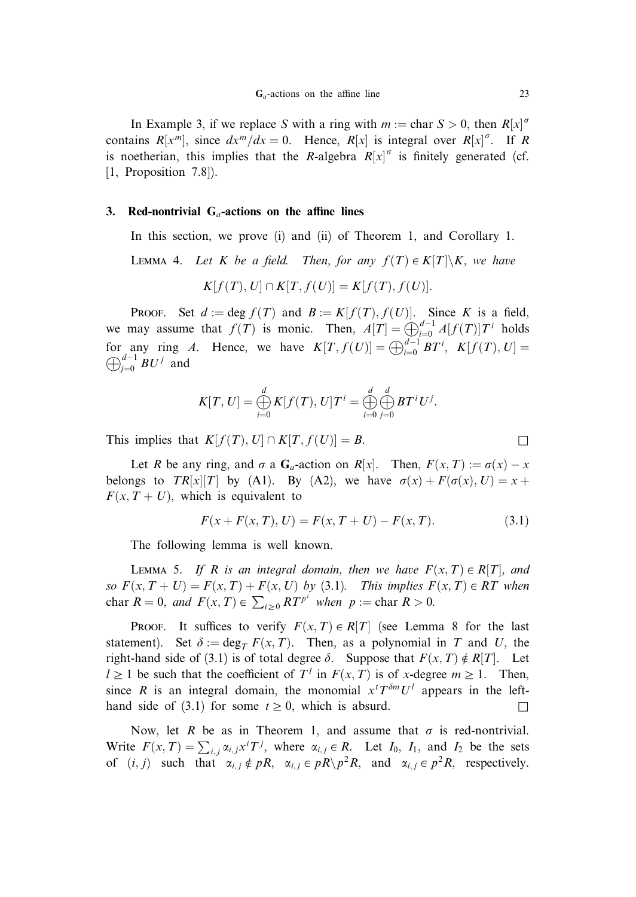In Example 3, if we replace $S$ with a ring with $m := \operatorname{char} S > 0$, then $R[x]^\sigma$ contains $R[x^m]$, since $dx^m/dx = 0$. Hence, $R[x]$ is integral over $R[x]^\sigma$. If $R$ is noetherian, this implies that the $R$-algebra $R[x]^\sigma$ is finitely generated (cf. [1, Proposition 7.8]).

## 3. Red-nontrivial $\mathbf{G}_a$-actions on the affine lines

In this section, we prove (i) and (ii) of Theorem 1, and Corollary 1.

LEMMA 4. *Let $K$ be a field. Then, for any $f(T) \in K[T] \setminus K$, we have*

$$K[f(T), U] \cap K[T, f(U)] = K[f(T), f(U)].$$

PROOF. Set $d := \deg f(T)$ and $B := K[f(T), f(U)]$. Since $K$ is a field, we may assume that $f(T)$ is monic. Then, $A[T] = \bigoplus_{i=0}^{d-1} A[f(T)]T^i$ holds for any ring $A$. Hence, we have $K[T, f(U)] = \bigoplus_{i=0}^{d-1} BT^i$, $K[f(T), U] = \bigoplus_{j=0}^{d-1} BU^j$ and

$$K[T, U] = \bigoplus_{i=0}^{d} K[f(T), U]T^i = \bigoplus_{i=0}^{d} \bigoplus_{j=0}^{d} BT^i U^j.$$

This implies that $K[f(T), U] \cap K[T, f(U)] = B$. $\square$

Let $R$ be any ring, and $\sigma$ a $\mathbf{G}_a$-action on $R[x]$. Then, $F(x, T) := \sigma(x) - x$ belongs to $TR[x][T]$ by (A1). By (A2), we have $\sigma(x) + F(\sigma(x), U) = x + F(x, T + U)$, which is equivalent to

$$F(x + F(x, T), U) = F(x, T + U) - F(x, T). \tag{3.1}$$

The following lemma is well known.

LEMMA 5. *If $R$ is an integral domain, then we have $F(x, T) \in R[T]$, and so $F(x, T + U) = F(x, T) + F(x, U)$ by (3.1). This implies $F(x, T) \in RT$ when $\operatorname{char} R = 0$, and $F(x, T) \in \sum_{i \geq 0} RT^{p^i}$ when $p := \operatorname{char} R > 0$.*

PROOF. It suffices to verify $F(x, T) \in R[T]$ (see Lemma 8 for the last statement). Set $\delta := \deg_T F(x, T)$. Then, as a polynomial in $T$ and $U$, the right-hand side of (3.1) is of total degree $\delta$. Suppose that $F(x, T) \notin R[T]$. Let $l \geq 1$ be such that the coefficient of $T^l$ in $F(x, T)$ is of $x$-degree $m \geq 1$. Then, since $R$ is an integral domain, the monomial $x^t T^{\delta m} U^l$ appears in the left-hand side of (3.1) for some $t \geq 0$, which is absurd. $\square$

Now, let $R$ be as in Theorem 1, and assume that $\sigma$ is red-nontrivial. Write $F(x, T) = \sum_{i,j} \alpha_{i,j} x^i T^j$, where $\alpha_{i,j} \in R$. Let $I_0$, $I_1$, and $I_2$ be the sets of $(i, j)$ such that $\alpha_{i,j} \notin pR$, $\alpha_{i,j} \in pR \setminus p^2 R$, and $\alpha_{i,j} \in p^2 R$, respectively.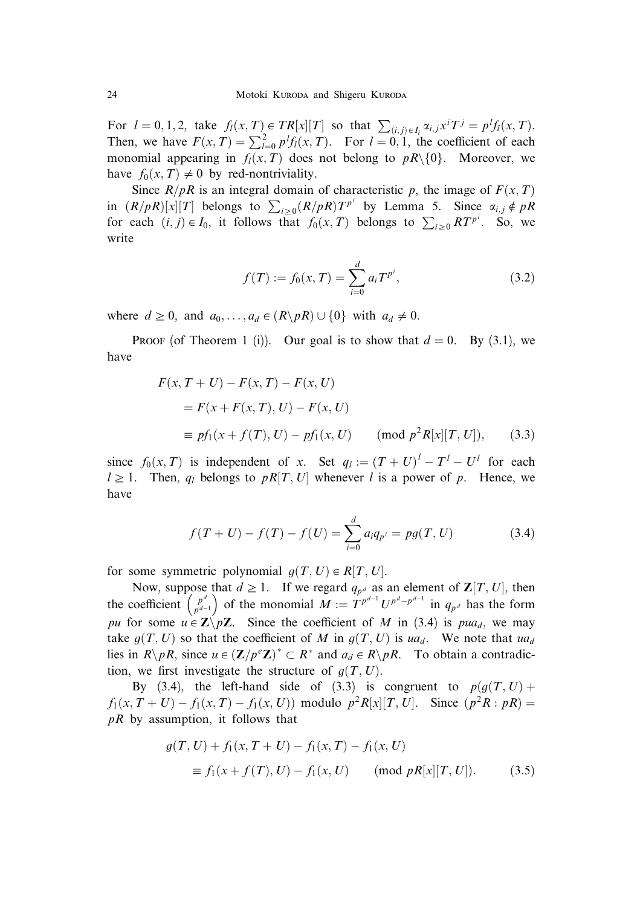For $l = 0, 1, 2$, take $f_l(x, T) \in TR[x][T]$ so that $\sum_{(i,j) \in I_l} \alpha_{i,j} x^i T^j = p^l f_l(x, T)$. Then, we have $F(x, T) = \sum_{l=0}^{2} p^l f_l(x, T)$. For $l = 0, 1$, the coefficient of each monomial appearing in $f_l(x, T)$ does not belong to $pR \setminus \{0\}$. Moreover, we have $f_0(x, T) \neq 0$ by red-nontriviality.

Since $R/pR$ is an integral domain of characteristic $p$, the image of $F(x, T)$ in $(R/pR)[x][T]$ belongs to $\sum_{i \geq 0} (R/pR) T^{p^i}$ by Lemma 5. Since $\alpha_{i,j} \notin pR$ for each $(i, j) \in I_0$, it follows that $f_0(x, T)$ belongs to $\sum_{i \geq 0} RT^{p^i}$. So, we write

$$f(T) := f_0(x, T) = \sum_{i=0}^{d} a_i T^{p^i}, \tag{3.2}$$

where $d \geq 0$, and $a_0, \ldots, a_d \in (R \setminus pR) \cup \{0\}$ with $a_d \neq 0$.

Proof (of Theorem 1 (i)). Our goal is to show that $d = 0$. By (3.1), we have

$$\begin{aligned}
&F(x, T + U) - F(x, T) - F(x, U) \\
&\quad = F(x + F(x, T), U) - F(x, U) \\
&\quad \equiv pf_1(x + f(T), U) - pf_1(x, U) \qquad (\mathrm{mod}\ p^2 R[x][T, U]),
\end{aligned} \tag{3.3}$$

since $f_0(x, T)$ is independent of $x$. Set $q_l := (T + U)^l - T^l - U^l$ for each $l \geq 1$. Then, $q_l$ belongs to $pR[T, U]$ whenever $l$ is a power of $p$. Hence, we have

$$f(T + U) - f(T) - f(U) = \sum_{i=0}^{d} a_i q_{p^i} = pg(T, U) \tag{3.4}$$

for some symmetric polynomial $g(T, U) \in R[T, U]$.

Now, suppose that $d \geq 1$. If we regard $q_{p^d}$ as an element of $\mathbf{Z}[T, U]$, then the coefficient $\binom{p^d}{p^{d-1}}$ of the monomial $M := T^{p^{d-1}} U^{p^d - p^{d-1}}$ in $q_{p^d}$ has the form $pu$ for some $u \in \mathbf{Z} \setminus p\mathbf{Z}$. Since the coefficient of $M$ in (3.4) is $pua_d$, we may take $g(T, U)$ so that the coefficient of $M$ in $g(T, U)$ is $ua_d$. We note that $ua_d$ lies in $R \setminus pR$, since $u \in (\mathbf{Z}/p^e\mathbf{Z})^* \subset R^*$ and $a_d \in R \setminus pR$. To obtain a contradiction, we first investigate the structure of $g(T, U)$.

By (3.4), the left-hand side of (3.3) is congruent to $p(g(T, U) + f_1(x, T + U) - f_1(x, T) - f_1(x, U))$ modulo $p^2 R[x][T, U]$. Since $(p^2 R : pR) = pR$ by assumption, it follows that

$$\begin{aligned}
&g(T, U) + f_1(x, T + U) - f_1(x, T) - f_1(x, U) \\
&\qquad \equiv f_1(x + f(T), U) - f_1(x, U) \qquad (\mathrm{mod}\ pR[x][T, U]).
\end{aligned} \tag{3.5}$$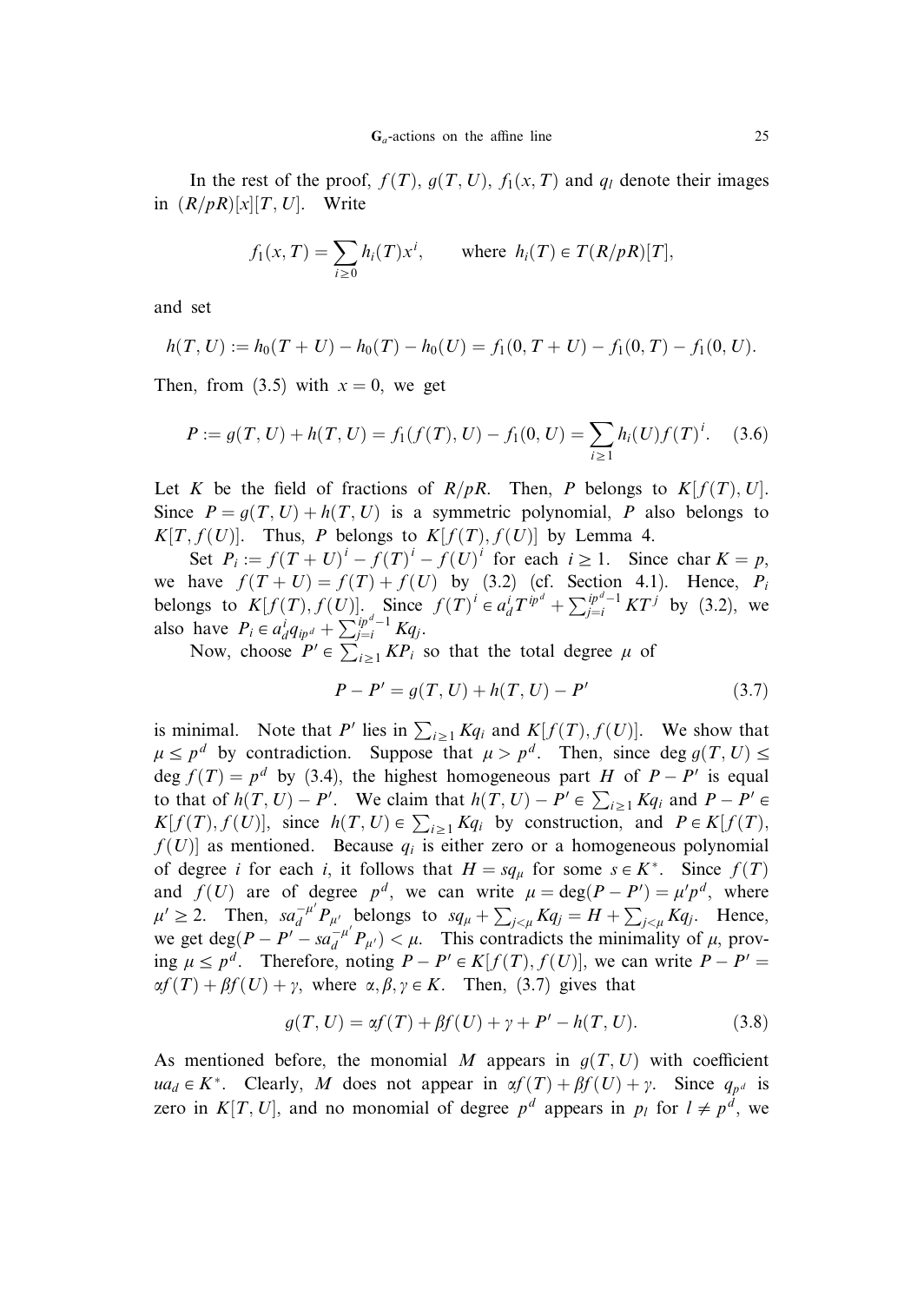In the rest of the proof, $f(T)$, $g(T, U)$, $f_1(x, T)$ and $q_l$ denote their images in $(R/pR)[x][T, U]$. Write

$$f_1(x, T) = \sum_{i \geq 0} h_i(T) x^i, \qquad \text{where } h_i(T) \in T(R/pR)[T],$$

and set

$$h(T, U) := h_0(T + U) - h_0(T) - h_0(U) = f_1(0, T + U) - f_1(0, T) - f_1(0, U).$$

Then, from (3.5) with $x = 0$, we get

$$P := g(T, U) + h(T, U) = f_1(f(T), U) - f_1(0, U) = \sum_{i \geq 1} h_i(U) f(T)^i. \quad (3.6)$$

Let $K$ be the field of fractions of $R/pR$. Then, $P$ belongs to $K[f(T), U]$. Since $P = g(T, U) + h(T, U)$ is a symmetric polynomial, $P$ also belongs to $K[T, f(U)]$. Thus, $P$ belongs to $K[f(T), f(U)]$ by Lemma 4.

Set $P_i := f(T + U)^i - f(T)^i - f(U)^i$ for each $i \geq 1$. Since $\operatorname{char} K = p$, we have $f(T + U) = f(T) + f(U)$ by (3.2) (cf. Section 4.1). Hence, $P_i$ belongs to $K[f(T), f(U)]$. Since $f(T)^i \in a_d^i T^{ip^d} + \sum_{j=i}^{ip^d - 1} KT^j$ by (3.2), we also have $P_i \in a_d^i q_{ip^d} + \sum_{j=i}^{ip^d - 1} Kq_j$.

Now, choose $P' \in \sum_{i \geq 1} KP_i$ so that the total degree $\mu$ of

$$P - P' = g(T, U) + h(T, U) - P' \quad (3.7)$$

is minimal. Note that $P'$ lies in $\sum_{i \geq 1} Kq_i$ and $K[f(T), f(U)]$. We show that $\mu \leq p^d$ by contradiction. Suppose that $\mu > p^d$. Then, since $\deg g(T, U) \leq \deg f(T) = p^d$ by (3.4), the highest homogeneous part $H$ of $P - P'$ is equal to that of $h(T, U) - P'$. We claim that $h(T, U) - P' \in \sum_{i \geq 1} Kq_i$ and $P - P' \in K[f(T), f(U)]$, since $h(T, U) \in \sum_{i \geq 1} Kq_i$ by construction, and $P \in K[f(T), f(U)]$ as mentioned. Because $q_i$ is either zero or a homogeneous polynomial of degree $i$ for each $i$, it follows that $H = sq_\mu$ for some $s \in K^*$. Since $f(T)$ and $f(U)$ are of degree $p^d$, we can write $\mu = \deg(P - P') = \mu' p^d$, where $\mu' \geq 2$. Then, $sa_d^{-\mu'} P_{\mu'}$ belongs to $sq_\mu + \sum_{j < \mu} Kq_j = H + \sum_{j < \mu} Kq_j$. Hence, we get $\deg(P - P' - sa_d^{-\mu'} P_{\mu'}) < \mu$. This contradicts the minimality of $\mu$, proving $\mu \leq p^d$. Therefore, noting $P - P' \in K[f(T), f(U)]$, we can write $P - P' = \alpha f(T) + \beta f(U) + \gamma$, where $\alpha, \beta, \gamma \in K$. Then, (3.7) gives that

$$g(T, U) = \alpha f(T) + \beta f(U) + \gamma + P' - h(T, U). \quad (3.8)$$

As mentioned before, the monomial $M$ appears in $g(T, U)$ with coefficient $ua_d \in K^*$. Clearly, $M$ does not appear in $\alpha f(T) + \beta f(U) + \gamma$. Since $q_{p^d}$ is zero in $K[T, U]$, and no monomial of degree $p^d$ appears in $p_l$ for $l \neq p^d$, we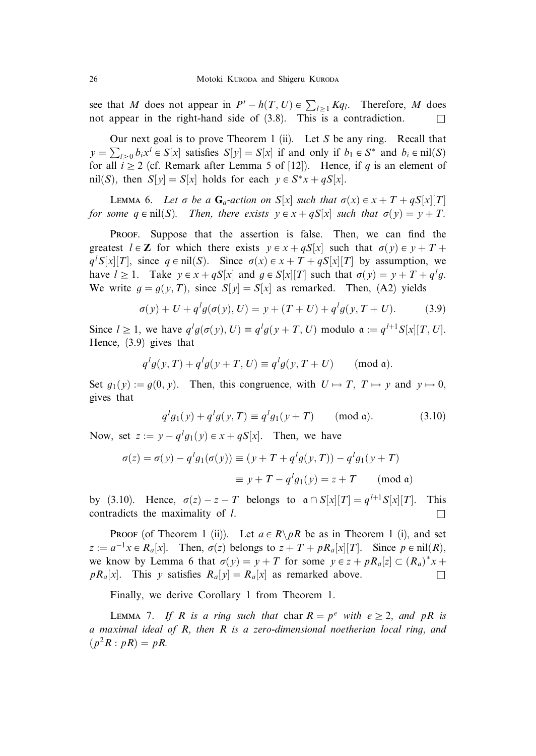see that $M$ does not appear in $P' - h(T, U) \in \sum_{l \geq 1} Kq_l$. Therefore, $M$ does not appear in the right-hand side of (3.8). This is a contradiction. $\square$

Our next goal is to prove Theorem 1 (ii). Let $S$ be any ring. Recall that $y = \sum_{i \geq 0} b_i x^i \in S[x]$ satisfies $S[y] = S[x]$ if and only if $b_1 \in S^*$ and $b_i \in \mathrm{nil}(S)$ for all $i \geq 2$ (cf. Remark after Lemma 5 of [12]). Hence, if $q$ is an element of $\mathrm{nil}(S)$, then $S[y] = S[x]$ holds for each $y \in S^* x + qS[x]$.

LEMMA 6. *Let $\sigma$ be a $\mathbf{G}_a$-action on $S[x]$ such that $\sigma(x) \in x + T + qS[x][T]$ for some $q \in \mathrm{nil}(S)$. Then, there exists $y \in x + qS[x]$ such that $\sigma(y) = y + T$.*

PROOF. Suppose that the assertion is false. Then, we can find the greatest $l \in \mathbf{Z}$ for which there exists $y \in x + qS[x]$ such that $\sigma(y) \in y + T + q^l S[x][T]$, since $q \in \mathrm{nil}(S)$. Since $\sigma(x) \in x + T + qS[x][T]$ by assumption, we have $l \geq 1$. Take $y \in x + qS[x]$ and $g \in S[x][T]$ such that $\sigma(y) = y + T + q^l g$. We write $g = g(y, T)$, since $S[y] = S[x]$ as remarked. Then, (A2) yields

$$\sigma(y) + U + q^l g(\sigma(y), U) = y + (T + U) + q^l g(y, T + U). \tag{3.9}$$

Since $l \geq 1$, we have $q^l g(\sigma(y), U) \equiv q^l g(y + T, U)$ modulo $\mathfrak{a} := q^{l+1} S[x][T, U]$. Hence, (3.9) gives that

$$q^l g(y, T) + q^l g(y + T, U) \equiv q^l g(y, T + U) \pmod{\mathfrak{a}}.$$

Set $g_1(y) := g(0, y)$. Then, this congruence, with $U \mapsto T$, $T \mapsto y$ and $y \mapsto 0$, gives that

$$q^l g_1(y) + q^l g(y, T) \equiv q^l g_1(y + T) \pmod{\mathfrak{a}}. \tag{3.10}$$

Now, set $z := y - q^l g_1(y) \in x + qS[x]$. Then, we have

$$\begin{aligned} \sigma(z) = \sigma(y) - q^l g_1(\sigma(y)) &\equiv (y + T + q^l g(y, T)) - q^l g_1(y + T) \\ &\equiv y + T - q^l g_1(y) = z + T \pmod{\mathfrak{a}} \end{aligned}$$

by (3.10). Hence, $\sigma(z) - z - T$ belongs to $\mathfrak{a} \cap S[x][T] = q^{l+1} S[x][T]$. This contradicts the maximality of $l$. $\square$

PROOF (of Theorem 1 (ii)). Let $a \in R \backslash pR$ be as in Theorem 1 (i), and set $z := a^{-1} x \in R_a[x]$. Then, $\sigma(z)$ belongs to $z + T + pR_a[x][T]$. Since $p \in \mathrm{nil}(R)$, we know by Lemma 6 that $\sigma(y) = y + T$ for some $y \in z + pR_a[z] \subset (R_a)^* x + pR_a[x]$. This $y$ satisfies $R_a[y] = R_a[x]$ as remarked above. $\square$

Finally, we derive Corollary 1 from Theorem 1.

LEMMA 7. *If $R$ is a ring such that $\mathrm{char}\, R = p^e$ with $e \geq 2$, and $pR$ is a maximal ideal of $R$, then $R$ is a zero-dimensional noetherian local ring, and $(p^2 R : pR) = pR$.*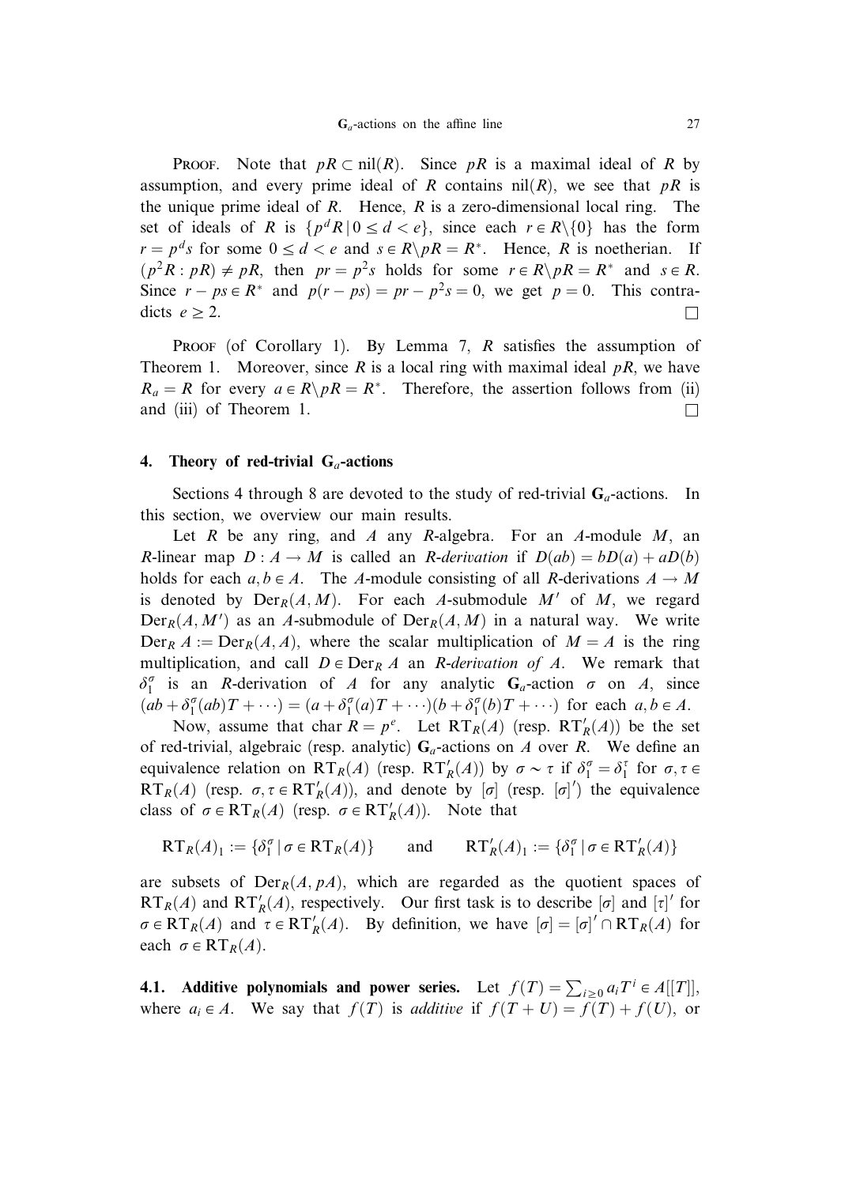Proof. Note that $pR \subset \mathrm{nil}(R)$. Since $pR$ is a maximal ideal of $R$ by assumption, and every prime ideal of $R$ contains $\mathrm{nil}(R)$, we see that $pR$ is the unique prime ideal of $R$. Hence, $R$ is a zero-dimensional local ring. The set of ideals of $R$ is $\{p^d R \mid 0 \le d < e\}$, since each $r \in R \setminus \{0\}$ has the form $r = p^d s$ for some $0 \le d < e$ and $s \in R \setminus pR = R^*$. Hence, $R$ is noetherian. If $(p^2 R : pR) \neq pR$, then $pr = p^2 s$ holds for some $r \in R \setminus pR = R^*$ and $s \in R$. Since $r - ps \in R^*$ and $p(r - ps) = pr - p^2 s = 0$, we get $p = 0$. This contradicts $e \ge 2$. $\square$

Proof (of Corollary 1). By Lemma 7, $R$ satisfies the assumption of Theorem 1. Moreover, since $R$ is a local ring with maximal ideal $pR$, we have $R_a = R$ for every $a \in R \setminus pR = R^*$. Therefore, the assertion follows from (ii) and (iii) of Theorem 1. $\square$

## 4. Theory of red-trivial $\mathbf{G}_a$-actions

Sections 4 through 8 are devoted to the study of red-trivial $\mathbf{G}_a$-actions. In this section, we overview our main results.

Let $R$ be any ring, and $A$ any $R$-algebra. For an $A$-module $M$, an $R$-linear map $D : A \to M$ is called an *$R$-derivation* if $D(ab) = bD(a) + aD(b)$ holds for each $a, b \in A$. The $A$-module consisting of all $R$-derivations $A \to M$ is denoted by $\mathrm{Der}_R(A, M)$. For each $A$-submodule $M'$ of $M$, we regard $\mathrm{Der}_R(A, M')$ as an $A$-submodule of $\mathrm{Der}_R(A, M)$ in a natural way. We write $\mathrm{Der}_R A := \mathrm{Der}_R(A, A)$, where the scalar multiplication of $M = A$ is the ring multiplication, and call $D \in \mathrm{Der}_R A$ an *$R$-derivation of $A$*. We remark that $\delta_1^\sigma$ is an $R$-derivation of $A$ for any analytic $\mathbf{G}_a$-action $\sigma$ on $A$, since $(ab + \delta_1^\sigma(ab)T + \cdots) = (a + \delta_1^\sigma(a)T + \cdots)(b + \delta_1^\sigma(b)T + \cdots)$ for each $a, b \in A$.

Now, assume that $\mathrm{char}\, R = p^e$. Let $\mathrm{RT}_R(A)$ (resp. $\mathrm{RT}'_R(A)$) be the set of red-trivial, algebraic (resp. analytic) $\mathbf{G}_a$-actions on $A$ over $R$. We define an equivalence relation on $\mathrm{RT}_R(A)$ (resp. $\mathrm{RT}'_R(A)$) by $\sigma \sim \tau$ if $\delta_1^\sigma = \delta_1^\tau$ for $\sigma, \tau \in \mathrm{RT}_R(A)$ (resp. $\sigma, \tau \in \mathrm{RT}'_R(A)$), and denote by $[\sigma]$ (resp. $[\sigma]'$) the equivalence class of $\sigma \in \mathrm{RT}_R(A)$ (resp. $\sigma \in \mathrm{RT}'_R(A)$). Note that

$$\mathrm{RT}_R(A)_1 := \{\delta_1^\sigma \mid \sigma \in \mathrm{RT}_R(A)\} \qquad \text{and} \qquad \mathrm{RT}'_R(A)_1 := \{\delta_1^\sigma \mid \sigma \in \mathrm{RT}'_R(A)\}$$

are subsets of $\mathrm{Der}_R(A, pA)$, which are regarded as the quotient spaces of $\mathrm{RT}_R(A)$ and $\mathrm{RT}'_R(A)$, respectively. Our first task is to describe $[\sigma]$ and $[\tau]'$ for $\sigma \in \mathrm{RT}_R(A)$ and $\tau \in \mathrm{RT}'_R(A)$. By definition, we have $[\sigma] = [\sigma]' \cap \mathrm{RT}_R(A)$ for each $\sigma \in \mathrm{RT}_R(A)$.

**4.1. Additive polynomials and power series.** Let $f(T) = \sum_{i \ge 0} a_i T^i \in A[[T]]$, where $a_i \in A$. We say that $f(T)$ is *additive* if $f(T + U) = f(T) + f(U)$, or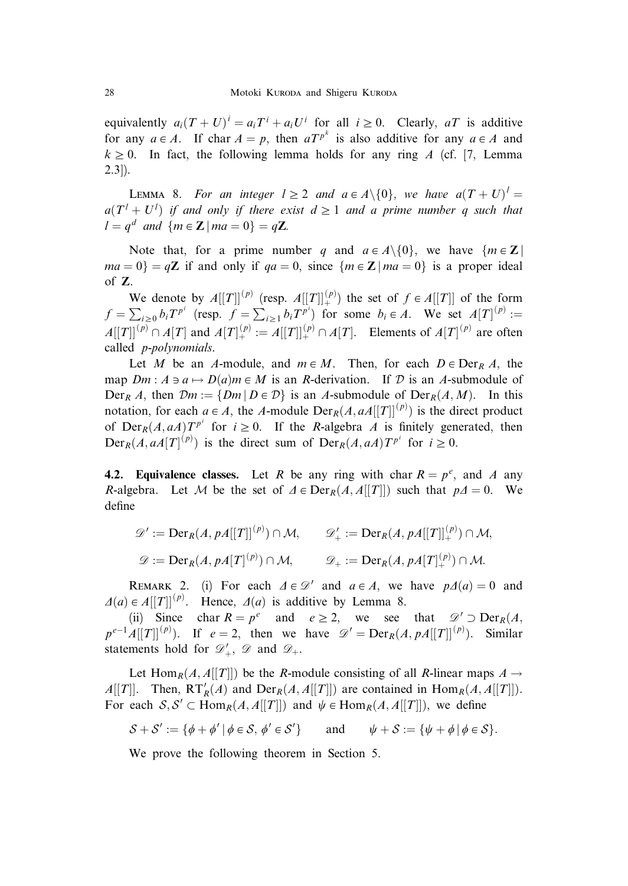equivalently $a_i(T+U)^i = a_iT^i + a_iU^i$ for all $i \geq 0$. Clearly, $aT$ is additive for any $a \in A$. If char $A = p$, then $aT^{p^k}$ is also additive for any $a \in A$ and $k \geq 0$. In fact, the following lemma holds for any ring $A$ (cf. [7, Lemma 2.3]).

LEMMA 8. *For an integer $l \geq 2$ and $a \in A\setminus\{0\}$, we have $a(T+U)^l = a(T^l + U^l)$ if and only if there exist $d \geq 1$ and a prime number $q$ such that $l = q^d$ and $\{m \in \mathbf{Z} \mid ma = 0\} = q\mathbf{Z}$.*

Note that, for a prime number $q$ and $a \in A\setminus\{0\}$, we have $\{m \in \mathbf{Z} \mid ma = 0\} = q\mathbf{Z}$ if and only if $qa = 0$, since $\{m \in \mathbf{Z} \mid ma = 0\}$ is a proper ideal of $\mathbf{Z}$.

We denote by $A[[T]]^{(p)}$ (resp. $A[[T]]_+^{(p)}$) the set of $f \in A[[T]]$ of the form $f = \sum_{i \geq 0} b_i T^{p^i}$ (resp. $f = \sum_{i \geq 1} b_i T^{p^i}$) for some $b_i \in A$. We set $A[T]^{(p)} := A[[T]]^{(p)} \cap A[T]$ and $A[T]_+^{(p)} := A[[T]]_+^{(p)} \cap A[T]$. Elements of $A[T]^{(p)}$ are often called *p-polynomials*.

Let $M$ be an $A$-module, and $m \in M$. Then, for each $D \in \mathrm{Der}_R A$, the map $Dm : A \ni a \mapsto D(a)m \in M$ is an $R$-derivation. If $\mathcal{D}$ is an $A$-submodule of $\mathrm{Der}_R A$, then $\mathcal{D}m := \{Dm \mid D \in \mathcal{D}\}$ is an $A$-submodule of $\mathrm{Der}_R(A, M)$. In this notation, for each $a \in A$, the $A$-module $\mathrm{Der}_R(A, aA[[T]]^{(p)})$ is the direct product of $\mathrm{Der}_R(A, aA)T^{p^i}$ for $i \geq 0$. If the $R$-algebra $A$ is finitely generated, then $\mathrm{Der}_R(A, aA[T]^{(p)})$ is the direct sum of $\mathrm{Der}_R(A, aA)T^{p^i}$ for $i \geq 0$.

**4.2. Equivalence classes.** Let $R$ be any ring with char $R = p^e$, and $A$ any $R$-algebra. Let $\mathcal{M}$ be the set of $\Delta \in \mathrm{Der}_R(A, A[[T]])$ such that $p\Delta = 0$. We define

$$\mathscr{D}' := \mathrm{Der}_R(A, pA[[T]]^{(p)}) \cap \mathcal{M}, \qquad \mathscr{D}'_+ := \mathrm{Der}_R(A, pA[[T]]_+^{(p)}) \cap \mathcal{M},$$

$$\mathscr{D} := \mathrm{Der}_R(A, pA[T]^{(p)}) \cap \mathcal{M}, \qquad \mathscr{D}_+ := \mathrm{Der}_R(A, pA[T]_+^{(p)}) \cap \mathcal{M}.$$

REMARK 2. (i) For each $\Delta \in \mathscr{D}'$ and $a \in A$, we have $p\Delta(a) = 0$ and $\Delta(a) \in A[[T]]^{(p)}$. Hence, $\Delta(a)$ is additive by Lemma 8.

(ii) Since char $R = p^e$ and $e \geq 2$, we see that $\mathscr{D}' \supset \mathrm{Der}_R(A, p^{e-1}A[[T]]^{(p)})$. If $e = 2$, then we have $\mathscr{D}' = \mathrm{Der}_R(A, pA[[T]]^{(p)})$. Similar statements hold for $\mathscr{D}'_+$, $\mathscr{D}$ and $\mathscr{D}_+$.

Let $\mathrm{Hom}_R(A, A[[T]])$ be the $R$-module consisting of all $R$-linear maps $A \to A[[T]]$. Then, $\mathrm{RT}'_R(A)$ and $\mathrm{Der}_R(A, A[[T]])$ are contained in $\mathrm{Hom}_R(A, A[[T]])$. For each $\mathcal{S}, \mathcal{S}' \subset \mathrm{Hom}_R(A, A[[T]])$ and $\psi \in \mathrm{Hom}_R(A, A[[T]])$, we define

$$\mathcal{S} + \mathcal{S}' := \{\phi + \phi' \mid \phi \in \mathcal{S},\ \phi' \in \mathcal{S}'\} \qquad \text{and} \qquad \psi + \mathcal{S} := \{\psi + \phi \mid \phi \in \mathcal{S}\}.$$

We prove the following theorem in Section 5.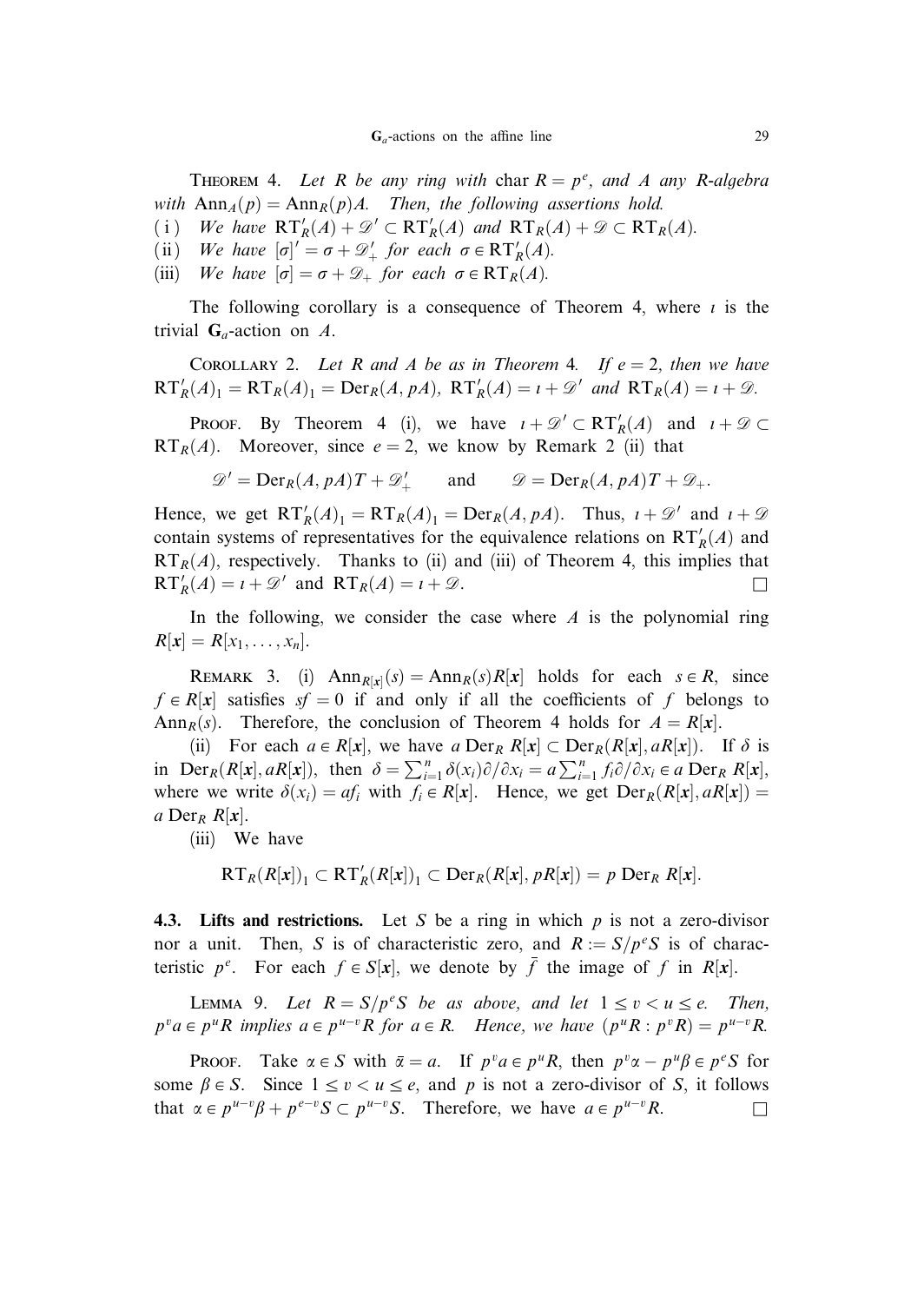**Theorem 4.** *Let $R$ be any ring with* $\operatorname{char} R = p^e$, *and $A$ any $R$-algebra with* $\operatorname{Ann}_A(p) = \operatorname{Ann}_R(p)A$. *Then, the following assertions hold.*

(i) *We have* $\mathrm{RT}'_R(A) + \mathscr{D}' \subset \mathrm{RT}'_R(A)$ *and* $\mathrm{RT}_R(A) + \mathscr{D} \subset \mathrm{RT}_R(A)$.

(ii) *We have* $[\sigma]' = \sigma + \mathscr{D}'_+$ *for each* $\sigma \in \mathrm{RT}'_R(A)$.

(iii) *We have* $[\sigma] = \sigma + \mathscr{D}_+$ *for each* $\sigma \in \mathrm{RT}_R(A)$.

The following corollary is a consequence of Theorem 4, where $\iota$ is the trivial $\mathbf{G}_a$-action on $A$.

**Corollary 2.** *Let $R$ and $A$ be as in Theorem 4. If $e = 2$, then we have* $\mathrm{RT}'_R(A)_1 = \mathrm{RT}_R(A)_1 = \mathrm{Der}_R(A, pA)$, $\mathrm{RT}'_R(A) = \iota + \mathscr{D}'$ *and* $\mathrm{RT}_R(A) = \iota + \mathscr{D}$.

Proof. By Theorem 4 (i), we have $\iota + \mathscr{D}' \subset \mathrm{RT}'_R(A)$ and $\iota + \mathscr{D} \subset \mathrm{RT}_R(A)$. Moreover, since $e = 2$, we know by Remark 2 (ii) that

$$\mathscr{D}' = \mathrm{Der}_R(A, pA)T + \mathscr{D}'_+ \qquad \text{and} \qquad \mathscr{D} = \mathrm{Der}_R(A, pA)T + \mathscr{D}_+.$$

Hence, we get $\mathrm{RT}'_R(A)_1 = \mathrm{RT}_R(A)_1 = \mathrm{Der}_R(A, pA)$. Thus, $\iota + \mathscr{D}'$ and $\iota + \mathscr{D}$ contain systems of representatives for the equivalence relations on $\mathrm{RT}'_R(A)$ and $\mathrm{RT}_R(A)$, respectively. Thanks to (ii) and (iii) of Theorem 4, this implies that $\mathrm{RT}'_R(A) = \iota + \mathscr{D}'$ and $\mathrm{RT}_R(A) = \iota + \mathscr{D}$. $\square$

In the following, we consider the case where $A$ is the polynomial ring $R[\boldsymbol{x}] = R[x_1, \dots, x_n]$.

**Remark 3.** (i) $\operatorname{Ann}_{R[\boldsymbol{x}]}(s) = \operatorname{Ann}_R(s)R[\boldsymbol{x}]$ holds for each $s \in R$, since $f \in R[\boldsymbol{x}]$ satisfies $sf = 0$ if and only if all the coefficients of $f$ belongs to $\operatorname{Ann}_R(s)$. Therefore, the conclusion of Theorem 4 holds for $A = R[\boldsymbol{x}]$.

(ii) For each $a \in R[\boldsymbol{x}]$, we have $a \,\mathrm{Der}_R\, R[\boldsymbol{x}] \subset \mathrm{Der}_R(R[\boldsymbol{x}], aR[\boldsymbol{x}])$. If $\delta$ is in $\mathrm{Der}_R(R[\boldsymbol{x}], aR[\boldsymbol{x}])$, then $\delta = \sum_{i=1}^n \delta(x_i)\partial/\partial x_i = a\sum_{i=1}^n f_i \partial/\partial x_i \in a \,\mathrm{Der}_R\, R[\boldsymbol{x}]$, where we write $\delta(x_i) = af_i$ with $f_i \in R[\boldsymbol{x}]$. Hence, we get $\mathrm{Der}_R(R[\boldsymbol{x}], aR[\boldsymbol{x}]) = a \,\mathrm{Der}_R\, R[\boldsymbol{x}]$.

(iii) We have

$$\mathrm{RT}_R(R[\boldsymbol{x}])_1 \subset \mathrm{RT}'_R(R[\boldsymbol{x}])_1 \subset \mathrm{Der}_R(R[\boldsymbol{x}], pR[\boldsymbol{x}]) = p \,\mathrm{Der}_R\, R[\boldsymbol{x}].$$

**4.3. Lifts and restrictions.** Let $S$ be a ring in which $p$ is not a zero-divisor nor a unit. Then, $S$ is of characteristic zero, and $R := S/p^eS$ is of characteristic $p^e$. For each $f \in S[\boldsymbol{x}]$, we denote by $\bar{f}$ the image of $f$ in $R[\boldsymbol{x}]$.

**Lemma 9.** *Let $R = S/p^eS$ be as above, and let $1 \le v < u \le e$. Then, $p^v a \in p^u R$ implies $a \in p^{u-v}R$ for $a \in R$. Hence, we have* $(p^uR : p^vR) = p^{u-v}R$.

Proof. Take $\alpha \in S$ with $\bar{\alpha} = a$. If $p^v a \in p^u R$, then $p^v\alpha - p^u\beta \in p^eS$ for some $\beta \in S$. Since $1 \le v < u \le e$, and $p$ is not a zero-divisor of $S$, it follows that $\alpha \in p^{u-v}\beta + p^{e-v}S \subset p^{u-v}S$. Therefore, we have $a \in p^{u-v}R$. $\square$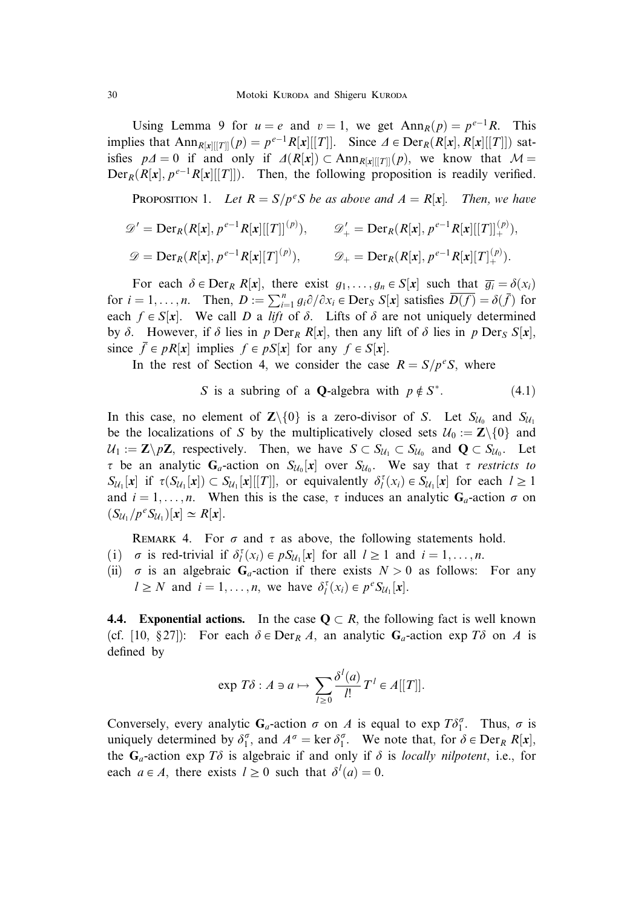Using Lemma 9 for $u = e$ and $v = 1$, we get $\mathrm{Ann}_R(p) = p^{e-1}R$. This implies that $\mathrm{Ann}_{R[\boldsymbol{x}][[T]]}(p) = p^{e-1}R[\boldsymbol{x}][[T]]$. Since $\Delta \in \mathrm{Der}_R(R[\boldsymbol{x}], R[\boldsymbol{x}][[T]])$ satisfies $p\Delta = 0$ if and only if $\Delta(R[\boldsymbol{x}]) \subset \mathrm{Ann}_{R[\boldsymbol{x}][[T]]}(p)$, we know that $\mathcal{M} = \mathrm{Der}_R(R[\boldsymbol{x}], p^{e-1}R[\boldsymbol{x}][[T]])$. Then, the following proposition is readily verified.

**Proposition 1.** *Let $R = S/p^eS$ be as above and $A = R[\boldsymbol{x}]$. Then, we have*

$$\mathscr{D}' = \mathrm{Der}_R(R[\boldsymbol{x}], p^{e-1}R[\boldsymbol{x}][[T]]^{(p)}), \qquad \mathscr{D}'_+ = \mathrm{Der}_R(R[\boldsymbol{x}], p^{e-1}R[\boldsymbol{x}][[T]]^{(p)}_+),$$

$$\mathscr{D} = \mathrm{Der}_R(R[\boldsymbol{x}], p^{e-1}R[\boldsymbol{x}][T]^{(p)}), \qquad \mathscr{D}_+ = \mathrm{Der}_R(R[\boldsymbol{x}], p^{e-1}R[\boldsymbol{x}][T]^{(p)}_+).$$

For each $\delta \in \mathrm{Der}_R R[\boldsymbol{x}]$, there exist $g_1, \dots, g_n \in S[\boldsymbol{x}]$ such that $\overline{g_i} = \delta(x_i)$ for $i = 1, \dots, n$. Then, $D := \sum_{i=1}^n g_i \partial/\partial x_i \in \mathrm{Der}_S S[\boldsymbol{x}]$ satisfies $\overline{D(f)} = \delta(\bar{f})$ for each $f \in S[\boldsymbol{x}]$. We call $D$ a *lift* of $\delta$. Lifts of $\delta$ are not uniquely determined by $\delta$. However, if $\delta$ lies in $p\,\mathrm{Der}_R R[\boldsymbol{x}]$, then any lift of $\delta$ lies in $p\,\mathrm{Der}_S S[\boldsymbol{x}]$, since $\bar{f} \in pR[\boldsymbol{x}]$ implies $f \in pS[\boldsymbol{x}]$ for any $f \in S[\boldsymbol{x}]$.

In the rest of Section 4, we consider the case $R = S/p^eS$, where

$$S \text{ is a subring of a } \mathbf{Q}\text{-algebra with } p \notin S^*. \tag{4.1}$$

In this case, no element of $\mathbf{Z}\backslash\{0\}$ is a zero-divisor of $S$. Let $S_{\mathcal{U}_0}$ and $S_{\mathcal{U}_1}$ be the localizations of $S$ by the multiplicatively closed sets $\mathcal{U}_0 := \mathbf{Z}\backslash\{0\}$ and $\mathcal{U}_1 := \mathbf{Z}\backslash p\mathbf{Z}$, respectively. Then, we have $S \subset S_{\mathcal{U}_1} \subset S_{\mathcal{U}_0}$ and $\mathbf{Q} \subset S_{\mathcal{U}_0}$. Let $\tau$ be an analytic $\mathbf{G}_a$-action on $S_{\mathcal{U}_0}[\boldsymbol{x}]$ over $S_{\mathcal{U}_0}$. We say that $\tau$ *restricts to* $S_{\mathcal{U}_1}[\boldsymbol{x}]$ if $\tau(S_{\mathcal{U}_1}[\boldsymbol{x}]) \subset S_{\mathcal{U}_1}[\boldsymbol{x}][[T]]$, or equivalently $\delta_l^\tau(x_i) \in S_{\mathcal{U}_1}[\boldsymbol{x}]$ for each $l \geq 1$ and $i = 1, \dots, n$. When this is the case, $\tau$ induces an analytic $\mathbf{G}_a$-action $\sigma$ on $(S_{\mathcal{U}_1}/p^eS_{\mathcal{U}_1})[\boldsymbol{x}] \simeq R[\boldsymbol{x}]$.

**Remark 4.** For $\sigma$ and $\tau$ as above, the following statements hold.

(i) $\sigma$ is red-trivial if $\delta_l^\tau(x_i) \in pS_{\mathcal{U}_1}[\boldsymbol{x}]$ for all $l \geq 1$ and $i = 1, \dots, n$.

(ii) $\sigma$ is an algebraic $\mathbf{G}_a$-action if there exists $N > 0$ as follows: For any $l \geq N$ and $i = 1, \dots, n$, we have $\delta_l^\tau(x_i) \in p^eS_{\mathcal{U}_1}[\boldsymbol{x}]$.

**4.4. Exponential actions.** In the case $\mathbf{Q} \subset R$, the following fact is well known (cf. [10, §27]): For each $\delta \in \mathrm{Der}_R A$, an analytic $\mathbf{G}_a$-action $\exp T\delta$ on $A$ is defined by

$$\exp T\delta : A \ni a \mapsto \sum_{l \geq 0} \frac{\delta^l(a)}{l!} T^l \in A[[T]].$$

Conversely, every analytic $\mathbf{G}_a$-action $\sigma$ on $A$ is equal to $\exp T\delta_1^\sigma$. Thus, $\sigma$ is uniquely determined by $\delta_1^\sigma$, and $A^\sigma = \ker \delta_1^\sigma$. We note that, for $\delta \in \mathrm{Der}_R R[\boldsymbol{x}]$, the $\mathbf{G}_a$-action $\exp T\delta$ is algebraic if and only if $\delta$ is *locally nilpotent*, i.e., for each $a \in A$, there exists $l \geq 0$ such that $\delta^l(a) = 0$.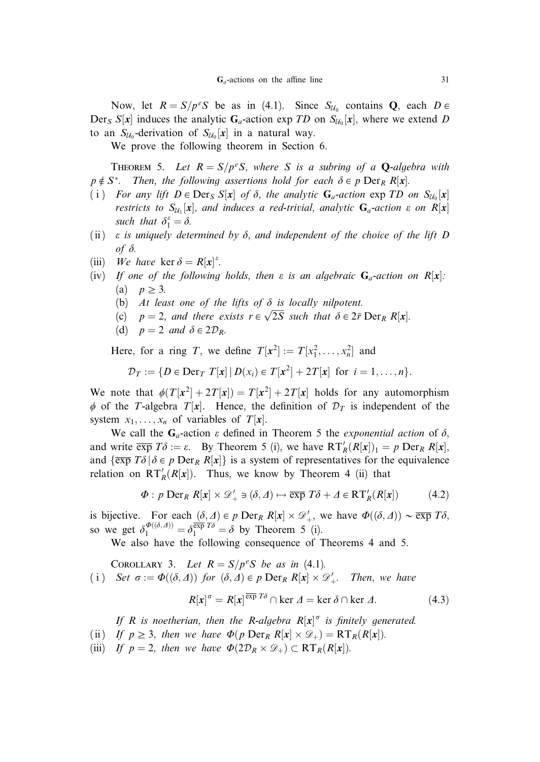Now, let $R = S/p^eS$ be as in (4.1). Since $S_{\mathcal{U}_0}$ contains $\mathbf{Q}$, each $D \in \mathrm{Der}_S\, S[\boldsymbol{x}]$ induces the analytic $\mathbf{G}_a$-action $\exp TD$ on $S_{\mathcal{U}_0}[\boldsymbol{x}]$, where we extend $D$ to an $S_{\mathcal{U}_0}$-derivation of $S_{\mathcal{U}_0}[\boldsymbol{x}]$ in a natural way.

We prove the following theorem in Section 6.

THEOREM 5. *Let $R = S/p^eS$, where $S$ is a subring of a $\mathbf{Q}$-algebra with $p \notin S^*$. Then, the following assertions hold for each $\delta \in p\, \mathrm{Der}_R\, R[\boldsymbol{x}]$.*

(i) *For any lift $D \in \mathrm{Der}_S\, S[\boldsymbol{x}]$ of $\delta$, the analytic $\mathbf{G}_a$-action $\exp TD$ on $S_{\mathcal{U}_0}[\boldsymbol{x}]$ restricts to $S_{\mathcal{U}_1}[\boldsymbol{x}]$, and induces a red-trivial, analytic $\mathbf{G}_a$-action $\varepsilon$ on $R[\boldsymbol{x}]$ such that $\delta_1^\varepsilon = \delta$.*

(ii) *$\varepsilon$ is uniquely determined by $\delta$, and independent of the choice of the lift $D$ of $\delta$.*

(iii) *We have $\ker \delta = R[\boldsymbol{x}]^\varepsilon$.*

(iv) *If one of the following holds, then $\varepsilon$ is an algebraic $\mathbf{G}_a$-action on $R[\boldsymbol{x}]$:*
  (a) *$p \geq 3$.*
  (b) *At least one of the lifts of $\delta$ is locally nilpotent.*
  (c) *$p = 2$, and there exists $r \in \sqrt{2S}$ such that $\delta \in 2\bar{r}\, \mathrm{Der}_R\, R[\boldsymbol{x}]$.*
  (d) *$p = 2$ and $\delta \in 2\mathcal{D}_R$.*

Here, for a ring $T$, we define $T[\boldsymbol{x}^2] := T[x_1^2, \ldots, x_n^2]$ and

$$\mathcal{D}_T := \{D \in \mathrm{Der}_T\, T[\boldsymbol{x}] \mid D(x_i) \in T[\boldsymbol{x}^2] + 2T[\boldsymbol{x}] \text{ for } i = 1, \ldots, n\}.$$

We note that $\phi(T[\boldsymbol{x}^2] + 2T[\boldsymbol{x}]) = T[\boldsymbol{x}^2] + 2T[\boldsymbol{x}]$ holds for any automorphism $\phi$ of the $T$-algebra $T[\boldsymbol{x}]$. Hence, the definition of $\mathcal{D}_T$ is independent of the system $x_1, \ldots, x_n$ of variables of $T[\boldsymbol{x}]$.

We call the $\mathbf{G}_a$-action $\varepsilon$ defined in Theorem 5 the *exponential action* of $\delta$, and write $\overline{\exp}\, T\delta := \varepsilon$. By Theorem 5 (i), we have $\mathrm{RT}'_R(R[\boldsymbol{x}])_1 = p\, \mathrm{Der}_R\, R[\boldsymbol{x}]$, and $\{\overline{\exp}\, T\delta \mid \delta \in p\, \mathrm{Der}_R\, R[\boldsymbol{x}]\}$ is a system of representatives for the equivalence relation on $\mathrm{RT}'_R(R[\boldsymbol{x}])$. Thus, we know by Theorem 4 (ii) that

$$\Phi : p\, \mathrm{Der}_R\, R[\boldsymbol{x}] \times \mathscr{D}'_+ \ni (\delta, \Delta) \mapsto \overline{\exp}\, T\delta + \Delta \in \mathrm{RT}'_R(R[\boldsymbol{x}]) \tag{4.2}$$

is bijective. For each $(\delta, \Delta) \in p\, \mathrm{Der}_R\, R[\boldsymbol{x}] \times \mathscr{D}'_+$, we have $\Phi((\delta, \Delta)) \sim \overline{\exp}\, T\delta$, so we get $\delta_1^{\Phi((\delta,\Delta))} = \delta_1^{\overline{\exp}\, T\delta} = \delta$ by Theorem 5 (i).

We also have the following consequence of Theorems 4 and 5.

COROLLARY 3. *Let $R = S/p^eS$ be as in (4.1).*

(i) *Set $\sigma := \Phi((\delta, \Delta))$ for $(\delta, \Delta) \in p\, \mathrm{Der}_R\, R[\boldsymbol{x}] \times \mathscr{D}'_+$. Then, we have*

$$R[\boldsymbol{x}]^\sigma = R[\boldsymbol{x}]^{\overline{\exp}\, T\delta} \cap \ker \Delta = \ker \delta \cap \ker \Delta. \tag{4.3}$$

*If $R$ is noetherian, then the $R$-algebra $R[\boldsymbol{x}]^\sigma$ is finitely generated.*

(ii) *If $p \geq 3$, then we have $\Phi(p\, \mathrm{Der}_R\, R[\boldsymbol{x}] \times \mathscr{D}_+) = \mathrm{RT}_R(R[\boldsymbol{x}])$.*

(iii) *If $p = 2$, then we have $\Phi(2\mathcal{D}_R \times \mathscr{D}_+) \subset \mathrm{RT}_R(R[\boldsymbol{x}])$.*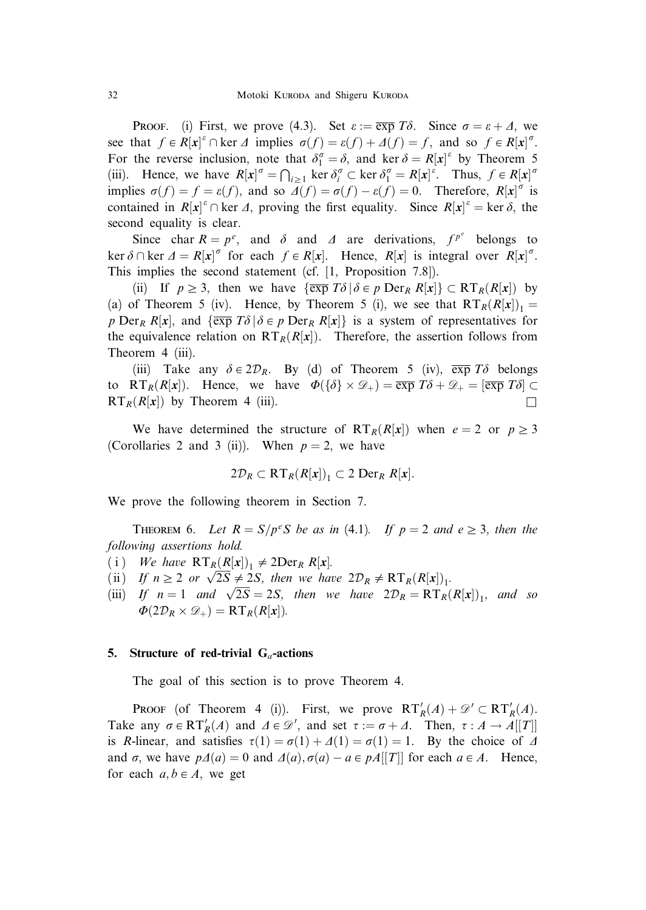Proof. (i) First, we prove (4.3). Set $\varepsilon := \overline{\exp}\, T\delta$. Since $\sigma = \varepsilon + \Delta$, we see that $f \in R[\boldsymbol{x}]^{\varepsilon} \cap \ker \Delta$ implies $\sigma(f) = \varepsilon(f) + \Delta(f) = f$, and so $f \in R[\boldsymbol{x}]^{\sigma}$. For the reverse inclusion, note that $\delta_1^{\sigma} = \delta$, and $\ker \delta = R[\boldsymbol{x}]^{\varepsilon}$ by Theorem 5 (iii). Hence, we have $R[\boldsymbol{x}]^{\sigma} = \bigcap_{i \geq 1} \ker \delta_i^{\sigma} \subset \ker \delta_1^{\sigma} = R[\boldsymbol{x}]^{\varepsilon}$. Thus, $f \in R[\boldsymbol{x}]^{\sigma}$ implies $\sigma(f) = f = \varepsilon(f)$, and so $\Delta(f) = \sigma(f) - \varepsilon(f) = 0$. Therefore, $R[\boldsymbol{x}]^{\sigma}$ is contained in $R[\boldsymbol{x}]^{\varepsilon} \cap \ker \Delta$, proving the first equality. Since $R[\boldsymbol{x}]^{\varepsilon} = \ker \delta$, the second equality is clear.

Since $\operatorname{char} R = p^e$, and $\delta$ and $\Delta$ are derivations, $f^{p^e}$ belongs to $\ker \delta \cap \ker \Delta = R[\boldsymbol{x}]^{\sigma}$ for each $f \in R[\boldsymbol{x}]$. Hence, $R[\boldsymbol{x}]$ is integral over $R[\boldsymbol{x}]^{\sigma}$. This implies the second statement (cf. [1, Proposition 7.8]).

(ii) If $p \geq 3$, then we have $\{\overline{\exp}\, T\delta \mid \delta \in p \operatorname{Der}_R R[\boldsymbol{x}]\} \subset \mathrm{RT}_R(R[\boldsymbol{x}])$ by (a) of Theorem 5 (iv). Hence, by Theorem 5 (i), we see that $\mathrm{RT}_R(R[\boldsymbol{x}])_1 = p \operatorname{Der}_R R[\boldsymbol{x}]$, and $\{\overline{\exp}\, T\delta \mid \delta \in p \operatorname{Der}_R R[\boldsymbol{x}]\}$ is a system of representatives for the equivalence relation on $\mathrm{RT}_R(R[\boldsymbol{x}])$. Therefore, the assertion follows from Theorem 4 (iii).

(iii) Take any $\delta \in 2\mathcal{D}_R$. By (d) of Theorem 5 (iv), $\overline{\exp}\, T\delta$ belongs to $\mathrm{RT}_R(R[\boldsymbol{x}])$. Hence, we have $\Phi(\{\delta\} \times \mathscr{D}_+) = \overline{\exp}\, T\delta + \mathscr{D}_+ = [\overline{\exp}\, T\delta] \subset \mathrm{RT}_R(R[\boldsymbol{x}])$ by Theorem 4 (iii). $\square$

We have determined the structure of $\mathrm{RT}_R(R[\boldsymbol{x}])$ when $e = 2$ or $p \geq 3$ (Corollaries 2 and 3 (ii)). When $p = 2$, we have

$$2\mathcal{D}_R \subset \mathrm{RT}_R(R[\boldsymbol{x}])_1 \subset 2 \operatorname{Der}_R R[\boldsymbol{x}].$$

We prove the following theorem in Section 7.

Theorem 6. *Let $R = S/p^e S$ be as in (4.1). If $p = 2$ and $e \geq 3$, then the following assertions hold.*

(i) *We have $\mathrm{RT}_R(R[\boldsymbol{x}])_1 \neq 2\mathrm{Der}_R R[\boldsymbol{x}]$.*

(ii) *If $n \geq 2$ or $\sqrt{2S} \neq 2S$, then we have $2\mathcal{D}_R \neq \mathrm{RT}_R(R[\boldsymbol{x}])_1$.*

(iii) *If $n = 1$ and $\sqrt{2S} = 2S$, then we have $2\mathcal{D}_R = \mathrm{RT}_R(R[\boldsymbol{x}])_1$, and so $\Phi(2\mathcal{D}_R \times \mathscr{D}_+) = \mathrm{RT}_R(R[\boldsymbol{x}])$.*

## 5. Structure of red-trivial $\mathbf{G}_a$-actions

The goal of this section is to prove Theorem 4.

Proof (of Theorem 4 (i)). First, we prove $\mathrm{RT}'_R(A) + \mathscr{D}' \subset \mathrm{RT}'_R(A)$. Take any $\sigma \in \mathrm{RT}'_R(A)$ and $\Delta \in \mathscr{D}'$, and set $\tau := \sigma + \Delta$. Then, $\tau : A \to A[[T]]$ is $R$-linear, and satisfies $\tau(1) = \sigma(1) + \Delta(1) = \sigma(1) = 1$. By the choice of $\Delta$ and $\sigma$, we have $p\Delta(a) = 0$ and $\Delta(a), \sigma(a) - a \in pA[[T]]$ for each $a \in A$. Hence, for each $a, b \in A$, we get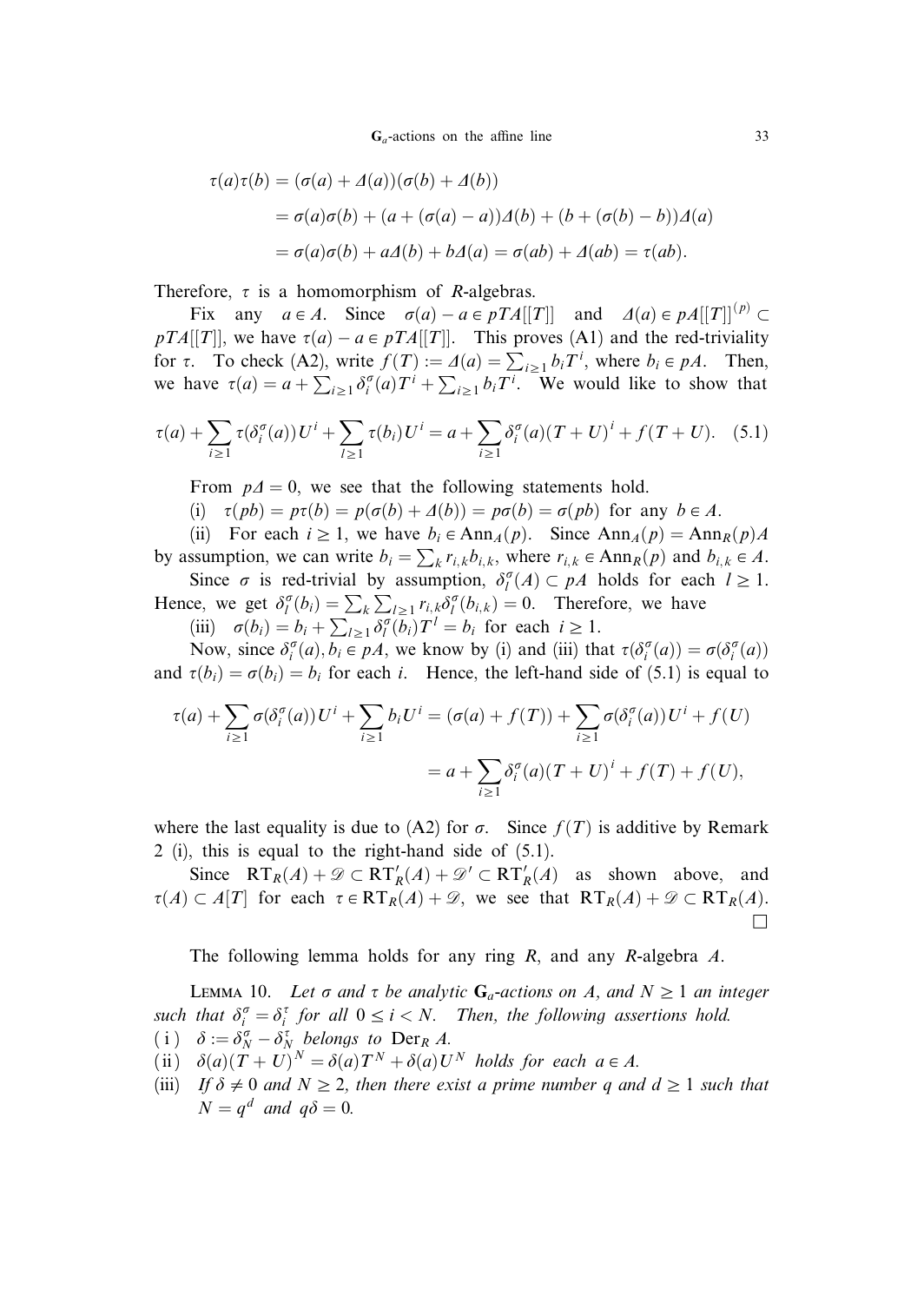$$\begin{aligned}
\tau(a)\tau(b) &= (\sigma(a) + \Delta(a))(\sigma(b) + \Delta(b)) \\
&= \sigma(a)\sigma(b) + (a + (\sigma(a) - a))\Delta(b) + (b + (\sigma(b) - b))\Delta(a) \\
&= \sigma(a)\sigma(b) + a\Delta(b) + b\Delta(a) = \sigma(ab) + \Delta(ab) = \tau(ab).
\end{aligned}$$

Therefore, $\tau$ is a homomorphism of $R$-algebras.

Fix any $a \in A$. Since $\sigma(a) - a \in pTA[[T]]$ and $\Delta(a) \in pA[[T]]^{(p)} \subset pTA[[T]]$, we have $\tau(a) - a \in pTA[[T]]$. This proves (A1) and the red-triviality for $\tau$. To check (A2), write $f(T) := \Delta(a) = \sum_{i \geq 1} b_i T^i$, where $b_i \in pA$. Then, we have $\tau(a) = a + \sum_{i \geq 1} \delta_i^\sigma(a) T^i + \sum_{i \geq 1} b_i T^i$. We would like to show that

$$\tau(a) + \sum_{i \geq 1} \tau(\delta_i^\sigma(a)) U^i + \sum_{i \geq 1} \tau(b_i) U^i = a + \sum_{i \geq 1} \delta_i^\sigma(a)(T + U)^i + f(T + U). \quad (5.1)$$

From $p\Delta = 0$, we see that the following statements hold.

(i) $\tau(pb) = p\tau(b) = p(\sigma(b) + \Delta(b)) = p\sigma(b) = \sigma(pb)$ for any $b \in A$.

(ii) For each $i \geq 1$, we have $b_i \in \mathrm{Ann}_A(p)$. Since $\mathrm{Ann}_A(p) = \mathrm{Ann}_R(p)A$ by assumption, we can write $b_i = \sum_k r_{i,k} b_{i,k}$, where $r_{i,k} \in \mathrm{Ann}_R(p)$ and $b_{i,k} \in A$.

Since $\sigma$ is red-trivial by assumption, $\delta_l^\sigma(A) \subset pA$ holds for each $l \geq 1$. Hence, we get $\delta_l^\sigma(b_i) = \sum_k \sum_{l \geq 1} r_{i,k} \delta_l^\sigma(b_{i,k}) = 0$. Therefore, we have

(iii) $\sigma(b_i) = b_i + \sum_{l \geq 1} \delta_l^\sigma(b_i) T^l = b_i$ for each $i \geq 1$.

Now, since $\delta_i^\sigma(a), b_i \in pA$, we know by (i) and (iii) that $\tau(\delta_i^\sigma(a)) = \sigma(\delta_i^\sigma(a))$ and $\tau(b_i) = \sigma(b_i) = b_i$ for each $i$. Hence, the left-hand side of (5.1) is equal to

$$\begin{aligned}
\tau(a) + \sum_{i \geq 1} \sigma(\delta_i^\sigma(a)) U^i + \sum_{i \geq 1} b_i U^i &= (\sigma(a) + f(T)) + \sum_{i \geq 1} \sigma(\delta_i^\sigma(a)) U^i + f(U) \\
&= a + \sum_{i \geq 1} \delta_i^\sigma(a)(T + U)^i + f(T) + f(U),
\end{aligned}$$

where the last equality is due to (A2) for $\sigma$. Since $f(T)$ is additive by Remark 2 (i), this is equal to the right-hand side of (5.1).

Since $\mathrm{RT}_R(A) + \mathscr{D} \subset \mathrm{RT}'_R(A) + \mathscr{D}' \subset \mathrm{RT}'_R(A)$ as shown above, and $\tau(A) \subset A[T]$ for each $\tau \in \mathrm{RT}_R(A) + \mathscr{D}$, we see that $\mathrm{RT}_R(A) + \mathscr{D} \subset \mathrm{RT}_R(A)$. $\square$

The following lemma holds for any ring $R$, and any $R$-algebra $A$.

**Lemma 10.** *Let $\sigma$ and $\tau$ be analytic $\mathbf{G}_a$-actions on $A$, and $N \geq 1$ an integer such that $\delta_i^\sigma = \delta_i^\tau$ for all $0 \leq i < N$. Then, the following assertions hold.*

(i) *$\delta := \delta_N^\sigma - \delta_N^\tau$ belongs to $\mathrm{Der}_R A$.*

(ii) *$\delta(a)(T + U)^N = \delta(a) T^N + \delta(a) U^N$ holds for each $a \in A$.*

(iii) *If $\delta \neq 0$ and $N \geq 2$, then there exist a prime number $q$ and $d \geq 1$ such that $N = q^d$ and $q\delta = 0$.*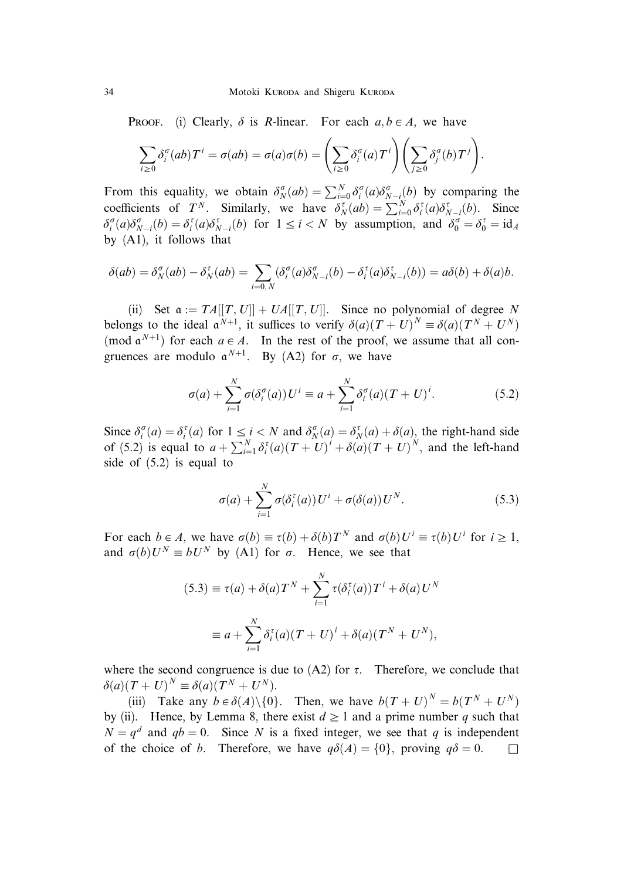PROOF. (i) Clearly, $\delta$ is $R$-linear. For each $a, b \in A$, we have

$$\sum_{i \geq 0} \delta_i^{\sigma}(ab) T^i = \sigma(ab) = \sigma(a)\sigma(b) = \left( \sum_{i \geq 0} \delta_i^{\sigma}(a) T^i \right) \left( \sum_{j \geq 0} \delta_j^{\sigma}(b) T^j \right).$$

From this equality, we obtain $\delta_N^{\sigma}(ab) = \sum_{i=0}^{N} \delta_i^{\sigma}(a) \delta_{N-i}^{\sigma}(b)$ by comparing the coefficients of $T^N$. Similarly, we have $\delta_N^{\tau}(ab) = \sum_{i=0}^{N} \delta_i^{\tau}(a) \delta_{N-i}^{\tau}(b)$. Since $\delta_i^{\sigma}(a) \delta_{N-i}^{\sigma}(b) = \delta_i^{\tau}(a) \delta_{N-i}^{\tau}(b)$ for $1 \leq i < N$ by assumption, and $\delta_0^{\sigma} = \delta_0^{\tau} = \mathrm{id}_A$ by (A1), it follows that

$$\delta(ab) = \delta_N^{\sigma}(ab) - \delta_N^{\tau}(ab) = \sum_{i=0, N} (\delta_i^{\sigma}(a) \delta_{N-i}^{\sigma}(b) - \delta_i^{\tau}(a) \delta_{N-i}^{\tau}(b)) = a\delta(b) + \delta(a)b.$$

(ii) Set $\mathfrak{a} := TA[[T, U]] + UA[[T, U]]$. Since no polynomial of degree $N$ belongs to the ideal $\mathfrak{a}^{N+1}$, it suffices to verify $\delta(a)(T+U)^N \equiv \delta(a)(T^N + U^N) \pmod{\mathfrak{a}^{N+1}}$ for each $a \in A$. In the rest of the proof, we assume that all congruences are modulo $\mathfrak{a}^{N+1}$. By (A2) for $\sigma$, we have

$$\sigma(a) + \sum_{i=1}^{N} \sigma(\delta_i^{\sigma}(a)) U^i \equiv a + \sum_{i=1}^{N} \delta_i^{\sigma}(a)(T+U)^i. \tag{5.2}$$

Since $\delta_i^{\sigma}(a) = \delta_i^{\tau}(a)$ for $1 \leq i < N$ and $\delta_N^{\sigma}(a) = \delta_N^{\tau}(a) + \delta(a)$, the right-hand side of (5.2) is equal to $a + \sum_{i=1}^{N} \delta_i^{\tau}(a)(T+U)^i + \delta(a)(T+U)^N$, and the left-hand side of (5.2) is equal to

$$\sigma(a) + \sum_{i=1}^{N} \sigma(\delta_i^{\tau}(a)) U^i + \sigma(\delta(a)) U^N. \tag{5.3}$$

For each $b \in A$, we have $\sigma(b) \equiv \tau(b) + \delta(b) T^N$ and $\sigma(b) U^i \equiv \tau(b) U^i$ for $i \geq 1$, and $\sigma(b) U^N \equiv b U^N$ by (A1) for $\sigma$. Hence, we see that

$$\begin{aligned}
(5.3) &\equiv \tau(a) + \delta(a) T^N + \sum_{i=1}^{N} \tau(\delta_i^{\tau}(a)) T^i + \delta(a) U^N \\
&\equiv a + \sum_{i=1}^{N} \delta_i^{\tau}(a)(T+U)^i + \delta(a)(T^N + U^N),
\end{aligned}$$

where the second congruence is due to (A2) for $\tau$. Therefore, we conclude that $\delta(a)(T+U)^N \equiv \delta(a)(T^N + U^N)$.

(iii) Take any $b \in \delta(A) \setminus \{0\}$. Then, we have $b(T+U)^N = b(T^N + U^N)$ by (ii). Hence, by Lemma 8, there exist $d \geq 1$ and a prime number $q$ such that $N = q^d$ and $qb = 0$. Since $N$ is a fixed integer, we see that $q$ is independent of the choice of $b$. Therefore, we have $q\delta(A) = \{0\}$, proving $q\delta = 0$. $\square$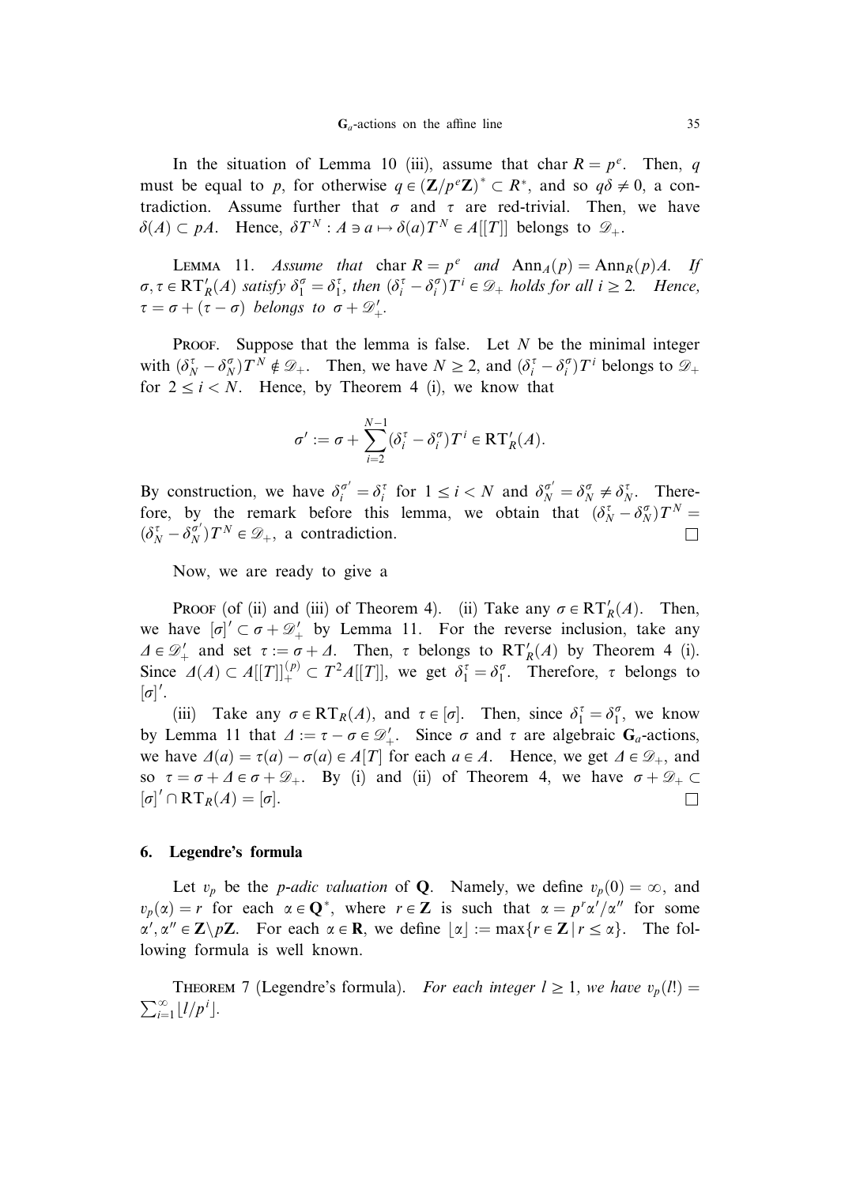In the situation of Lemma 10 (iii), assume that $\operatorname{char} R = p^e$. Then, $q$ must be equal to $p$, for otherwise $q \in (\mathbf{Z}/p^e\mathbf{Z})^* \subset R^*$, and so $q\delta \neq 0$, a contradiction. Assume further that $\sigma$ and $\tau$ are red-trivial. Then, we have $\delta(A) \subset pA$. Hence, $\delta T^N : A \ni a \mapsto \delta(a)T^N \in A[[T]]$ belongs to $\mathscr{D}_+$.

Lemma 11. *Assume that* $\operatorname{char} R = p^e$ *and* $\operatorname{Ann}_A(p) = \operatorname{Ann}_R(p)A$. *If* $\sigma, \tau \in \mathrm{RT}'_R(A)$ *satisfy* $\delta_1^\sigma = \delta_1^\tau$, *then* $(\delta_i^\tau - \delta_i^\sigma)T^i \in \mathscr{D}_+$ *holds for all* $i \geq 2$. *Hence,* $\tau = \sigma + (\tau - \sigma)$ *belongs to* $\sigma + \mathscr{D}'_+$.

Proof. Suppose that the lemma is false. Let $N$ be the minimal integer with $(\delta_N^\tau - \delta_N^\sigma)T^N \notin \mathscr{D}_+$. Then, we have $N \geq 2$, and $(\delta_i^\tau - \delta_i^\sigma)T^i$ belongs to $\mathscr{D}_+$ for $2 \leq i < N$. Hence, by Theorem 4 (i), we know that

$$\sigma' := \sigma + \sum_{i=2}^{N-1} (\delta_i^\tau - \delta_i^\sigma)T^i \in \mathrm{RT}'_R(A).$$

By construction, we have $\delta_i^{\sigma'} = \delta_i^\tau$ for $1 \leq i < N$ and $\delta_N^{\sigma'} = \delta_N^\sigma \neq \delta_N^\tau$. Therefore, by the remark before this lemma, we obtain that $(\delta_N^\tau - \delta_N^\sigma)T^N = (\delta_N^\tau - \delta_N^{\sigma'})T^N \in \mathscr{D}_+$, a contradiction. $\square$

Now, we are ready to give a

Proof (of (ii) and (iii) of Theorem 4). (ii) Take any $\sigma \in \mathrm{RT}'_R(A)$. Then, we have $[\sigma]' \subset \sigma + \mathscr{D}'_+$ by Lemma 11. For the reverse inclusion, take any $\Delta \in \mathscr{D}'_+$ and set $\tau := \sigma + \Delta$. Then, $\tau$ belongs to $\mathrm{RT}'_R(A)$ by Theorem 4 (i). Since $\Delta(A) \subset A[[T]]_+^{(p)} \subset T^2 A[[T]]$, we get $\delta_1^\tau = \delta_1^\sigma$. Therefore, $\tau$ belongs to $[\sigma]'$.

(iii) Take any $\sigma \in \mathrm{RT}_R(A)$, and $\tau \in [\sigma]$. Then, since $\delta_1^\tau = \delta_1^\sigma$, we know by Lemma 11 that $\Delta := \tau - \sigma \in \mathscr{D}'_+$. Since $\sigma$ and $\tau$ are algebraic $\mathbf{G}_a$-actions, we have $\Delta(a) = \tau(a) - \sigma(a) \in A[T]$ for each $a \in A$. Hence, we get $\Delta \in \mathscr{D}_+$, and so $\tau = \sigma + \Delta \in \sigma + \mathscr{D}_+$. By (i) and (ii) of Theorem 4, we have $\sigma + \mathscr{D}_+ \subset [\sigma]' \cap \mathrm{RT}_R(A) = [\sigma]$. $\square$

## 6. Legendre's formula

Let $v_p$ be the *p-adic valuation* of $\mathbf{Q}$. Namely, we define $v_p(0) = \infty$, and $v_p(\alpha) = r$ for each $\alpha \in \mathbf{Q}^*$, where $r \in \mathbf{Z}$ is such that $\alpha = p^r\alpha'/\alpha''$ for some $\alpha', \alpha'' \in \mathbf{Z} \setminus p\mathbf{Z}$. For each $\alpha \in \mathbf{R}$, we define $\lfloor \alpha \rfloor := \max\{r \in \mathbf{Z} \mid r \leq \alpha\}$. The following formula is well known.

Theorem 7 (Legendre's formula). *For each integer* $l \geq 1$, *we have* $v_p(l!) = \sum_{i=1}^{\infty} \lfloor l/p^i \rfloor$.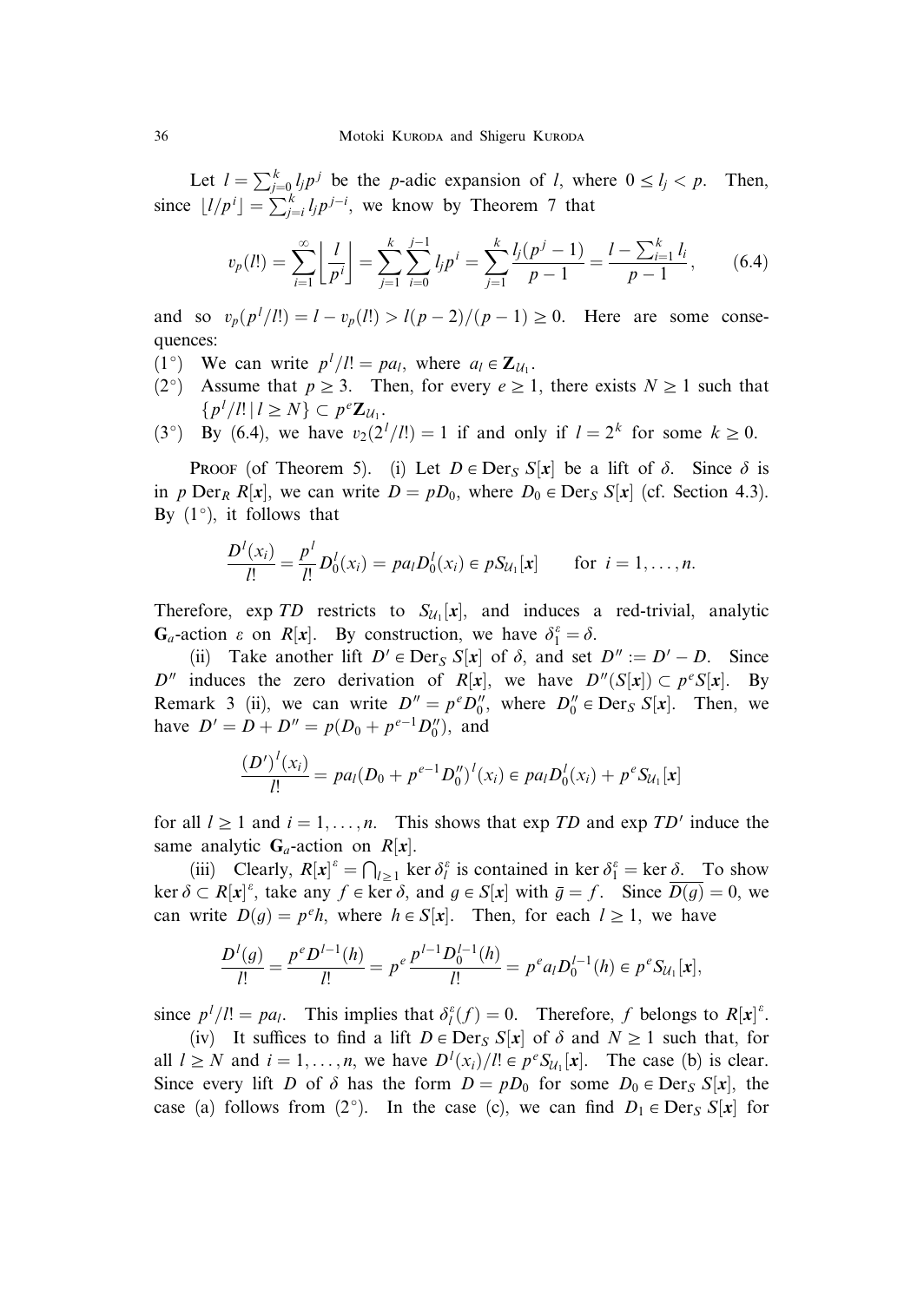Let $l = \sum_{j=0}^{k} l_j p^j$ be the $p$-adic expansion of $l$, where $0 \le l_j < p$. Then, since $\lfloor l/p^i \rfloor = \sum_{j=i}^{k} l_j p^{j-i}$, we know by Theorem 7 that

$$v_p(l!) = \sum_{i=1}^{\infty} \left\lfloor \frac{l}{p^i} \right\rfloor = \sum_{j=1}^{k} \sum_{i=0}^{j-1} l_j p^i = \sum_{j=1}^{k} \frac{l_j(p^j - 1)}{p-1} = \frac{l - \sum_{i=1}^{k} l_i}{p-1}, \tag{6.4}$$

and so $v_p(p^l/l!) = l - v_p(l!) > l(p-2)/(p-1) \ge 0$. Here are some consequences:

(1°) We can write $p^l/l! = pa_l$, where $a_l \in \mathbf{Z}_{\mathcal{U}_1}$.

(2°) Assume that $p \ge 3$. Then, for every $e \ge 1$, there exists $N \ge 1$ such that $\{p^l/l! \mid l \ge N\} \subset p^e \mathbf{Z}_{\mathcal{U}_1}$.

(3°) By (6.4), we have $v_2(2^l/l!) = 1$ if and only if $l = 2^k$ for some $k \ge 0$.

Proof (of Theorem 5). (i) Let $D \in \mathrm{Der}_S\, S[\boldsymbol{x}]$ be a lift of $\delta$. Since $\delta$ is in $p\, \mathrm{Der}_R\, R[\boldsymbol{x}]$, we can write $D = pD_0$, where $D_0 \in \mathrm{Der}_S\, S[\boldsymbol{x}]$ (cf. Section 4.3). By (1°), it follows that

$$\frac{D^l(x_i)}{l!} = \frac{p^l}{l!} D_0^l(x_i) = pa_l D_0^l(x_i) \in pS_{\mathcal{U}_1}[\boldsymbol{x}] \qquad \text{for } i = 1, \dots, n.$$

Therefore, $\exp TD$ restricts to $S_{\mathcal{U}_1}[\boldsymbol{x}]$, and induces a red-trivial, analytic $\mathbf{G}_a$-action $\varepsilon$ on $R[\boldsymbol{x}]$. By construction, we have $\delta_1^{\varepsilon} = \delta$.

(ii) Take another lift $D' \in \mathrm{Der}_S\, S[\boldsymbol{x}]$ of $\delta$, and set $D'' := D' - D$. Since $D''$ induces the zero derivation of $R[\boldsymbol{x}]$, we have $D''(S[\boldsymbol{x}]) \subset p^e S[\boldsymbol{x}]$. By Remark 3 (ii), we can write $D'' = p^e D_0''$, where $D_0'' \in \mathrm{Der}_S\, S[\boldsymbol{x}]$. Then, we have $D' = D + D'' = p(D_0 + p^{e-1} D_0'')$, and

$$\frac{(D')^l(x_i)}{l!} = pa_l (D_0 + p^{e-1} D_0'')^l(x_i) \in pa_l D_0^l(x_i) + p^e S_{\mathcal{U}_1}[\boldsymbol{x}]$$

for all $l \ge 1$ and $i = 1, \dots, n$. This shows that $\exp TD$ and $\exp TD'$ induce the same analytic $\mathbf{G}_a$-action on $R[\boldsymbol{x}]$.

(iii) Clearly, $R[\boldsymbol{x}]^{\varepsilon} = \bigcap_{l \ge 1} \ker \delta_l^{\varepsilon}$ is contained in $\ker \delta_1^{\varepsilon} = \ker \delta$. To show $\ker \delta \subset R[\boldsymbol{x}]^{\varepsilon}$, take any $f \in \ker \delta$, and $g \in S[\boldsymbol{x}]$ with $\bar{g} = f$. Since $\overline{D(g)} = 0$, we can write $D(g) = p^e h$, where $h \in S[\boldsymbol{x}]$. Then, for each $l \ge 1$, we have

$$\frac{D^l(g)}{l!} = \frac{p^e D^{l-1}(h)}{l!} = p^e \frac{p^{l-1} D_0^{l-1}(h)}{l!} = p^e a_l D_0^{l-1}(h) \in p^e S_{\mathcal{U}_1}[\boldsymbol{x}],$$

since $p^l/l! = pa_l$. This implies that $\delta_l^{\varepsilon}(f) = 0$. Therefore, $f$ belongs to $R[\boldsymbol{x}]^{\varepsilon}$.

(iv) It suffices to find a lift $D \in \mathrm{Der}_S\, S[\boldsymbol{x}]$ of $\delta$ and $N \ge 1$ such that, for all $l \ge N$ and $i = 1, \dots, n$, we have $D^l(x_i)/l! \in p^e S_{\mathcal{U}_1}[\boldsymbol{x}]$. The case (b) is clear. Since every lift $D$ of $\delta$ has the form $D = pD_0$ for some $D_0 \in \mathrm{Der}_S\, S[\boldsymbol{x}]$, the case (a) follows from (2°). In the case (c), we can find $D_1 \in \mathrm{Der}_S\, S[\boldsymbol{x}]$ for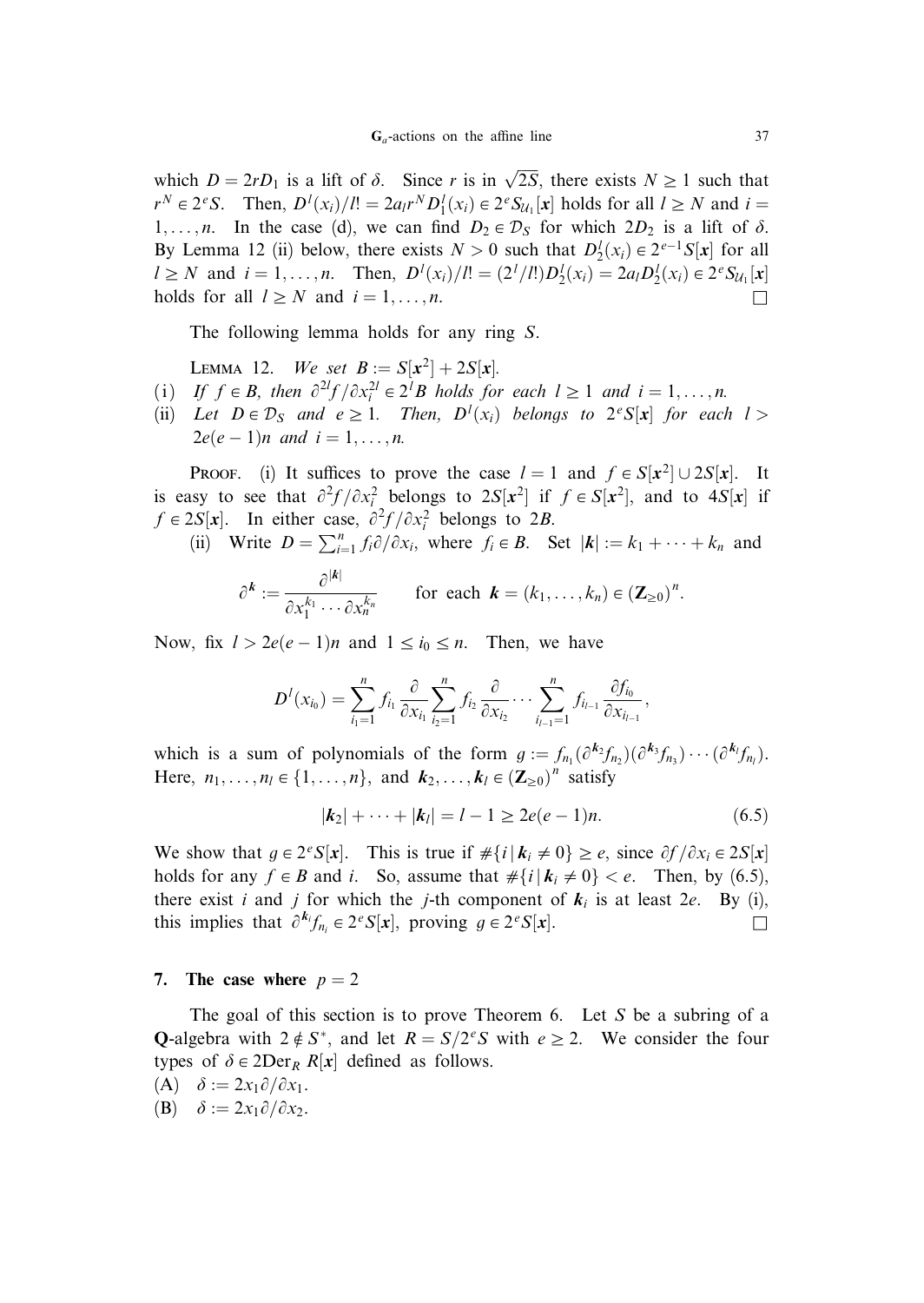which $D = 2rD_1$ is a lift of $\delta$. Since $r$ is in $\sqrt{2S}$, there exists $N \geq 1$ such that $r^N \in 2^e S$. Then, $D^l(x_i)/l! = 2a_l r^N D_1^l(x_i) \in 2^e S_{\mathcal{U}_1}[\boldsymbol{x}]$ holds for all $l \geq N$ and $i = 1, \ldots, n$. In the case (d), we can find $D_2 \in \mathcal{D}_S$ for which $2D_2$ is a lift of $\delta$. By Lemma 12 (ii) below, there exists $N > 0$ such that $D_2^l(x_i) \in 2^{e-1}S[\boldsymbol{x}]$ for all $l \geq N$ and $i = 1, \ldots, n$. Then, $D^l(x_i)/l! = (2^l/l!)D_2^l(x_i) = 2a_l D_2^l(x_i) \in 2^e S_{\mathcal{U}_1}[\boldsymbol{x}]$ holds for all $l \geq N$ and $i = 1, \ldots, n$. $\square$

The following lemma holds for any ring $S$.

**Lemma 12.** *We set* $B := S[\boldsymbol{x}^2] + 2S[\boldsymbol{x}]$.

(i) *If* $f \in B$, *then* $\partial^{2l} f/\partial x_i^{2l} \in 2^l B$ *holds for each* $l \geq 1$ *and* $i = 1, \ldots, n$.

(ii) *Let* $D \in \mathcal{D}_S$ *and* $e \geq 1$. *Then,* $D^l(x_i)$ *belongs to* $2^e S[\boldsymbol{x}]$ *for each* $l > 2e(e-1)n$ *and* $i = 1, \ldots, n$.

Proof. (i) It suffices to prove the case $l = 1$ and $f \in S[\boldsymbol{x}^2] \cup 2S[\boldsymbol{x}]$. It is easy to see that $\partial^2 f/\partial x_i^2$ belongs to $2S[\boldsymbol{x}^2]$ if $f \in S[\boldsymbol{x}^2]$, and to $4S[\boldsymbol{x}]$ if $f \in 2S[\boldsymbol{x}]$. In either case, $\partial^2 f/\partial x_i^2$ belongs to $2B$.

(ii) Write $D = \sum_{i=1}^n f_i \partial/\partial x_i$, where $f_i \in B$. Set $|\boldsymbol{k}| := k_1 + \cdots + k_n$ and

$$\partial^{\boldsymbol{k}} := \frac{\partial^{|\boldsymbol{k}|}}{\partial x_1^{k_1} \cdots \partial x_n^{k_n}} \qquad \text{for each } \boldsymbol{k} = (k_1, \ldots, k_n) \in (\mathbf{Z}_{\geq 0})^n.$$

Now, fix $l > 2e(e-1)n$ and $1 \leq i_0 \leq n$. Then, we have

$$D^l(x_{i_0}) = \sum_{i_1=1}^n f_{i_1} \frac{\partial}{\partial x_{i_1}} \sum_{i_2=1}^n f_{i_2} \frac{\partial}{\partial x_{i_2}} \cdots \sum_{i_{l-1}=1}^n f_{i_{l-1}} \frac{\partial f_{i_0}}{\partial x_{i_{l-1}}},$$

which is a sum of polynomials of the form $g := f_{n_1}(\partial^{\boldsymbol{k}_2} f_{n_2})(\partial^{\boldsymbol{k}_3} f_{n_3}) \cdots (\partial^{\boldsymbol{k}_l} f_{n_l})$. Here, $n_1, \ldots, n_l \in \{1, \ldots, n\}$, and $\boldsymbol{k}_2, \ldots, \boldsymbol{k}_l \in (\mathbf{Z}_{\geq 0})^n$ satisfy

$$|\boldsymbol{k}_2| + \cdots + |\boldsymbol{k}_l| = l - 1 \geq 2e(e-1)n. \tag{6.5}$$

We show that $g \in 2^e S[\boldsymbol{x}]$. This is true if $\#\{i \mid \boldsymbol{k}_i \neq 0\} \geq e$, since $\partial f/\partial x_i \in 2S[\boldsymbol{x}]$ holds for any $f \in B$ and $i$. So, assume that $\#\{i \mid \boldsymbol{k}_i \neq 0\} < e$. Then, by (6.5), there exist $i$ and $j$ for which the $j$-th component of $\boldsymbol{k}_i$ is at least $2e$. By (i), this implies that $\partial^{\boldsymbol{k}_i} f_{n_i} \in 2^e S[\boldsymbol{x}]$, proving $g \in 2^e S[\boldsymbol{x}]$. $\square$

## 7. The case where $p = 2$

The goal of this section is to prove Theorem 6. Let $S$ be a subring of a $\mathbf{Q}$-algebra with $2 \notin S^*$, and let $R = S/2^e S$ with $e \geq 2$. We consider the four types of $\delta \in 2\mathrm{Der}_R\, R[\boldsymbol{x}]$ defined as follows.

(A) $\delta := 2x_1 \partial/\partial x_1$.

(B) $\delta := 2x_1 \partial/\partial x_2$.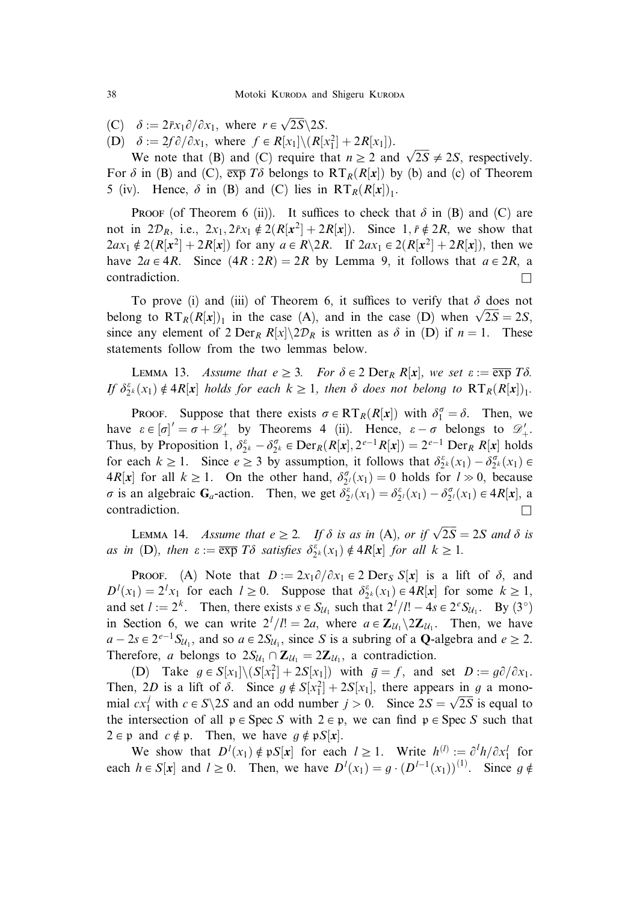(C) $\delta := 2\bar{r}x_1\partial/\partial x_1$, where $r \in \sqrt{2S}\backslash 2S$.

(D) $\delta := 2f\partial/\partial x_1$, where $f \in R[x_1]\backslash(R[x_1^2] + 2R[x_1])$.

We note that (B) and (C) require that $n \geq 2$ and $\sqrt{2S} \neq 2S$, respectively. For $\delta$ in (B) and (C), $\overline{\exp}\, T\delta$ belongs to $\mathrm{RT}_R(R[\boldsymbol{x}])$ by (b) and (c) of Theorem 5 (iv). Hence, $\delta$ in (B) and (C) lies in $\mathrm{RT}_R(R[\boldsymbol{x}])_1$.

Proof (of Theorem 6 (ii)). It suffices to check that $\delta$ in (B) and (C) are not in $2\mathcal{D}_R$, i.e., $2x_1, 2\bar{r}x_1 \notin 2(R[\boldsymbol{x}^2] + 2R[\boldsymbol{x}])$. Since $1, \bar{r} \notin 2R$, we show that $2ax_1 \notin 2(R[\boldsymbol{x}^2] + 2R[\boldsymbol{x}])$ for any $a \in R\backslash 2R$. If $2ax_1 \in 2(R[\boldsymbol{x}^2] + 2R[\boldsymbol{x}])$, then we have $2a \in 4R$. Since $(4R : 2R) = 2R$ by Lemma 9, it follows that $a \in 2R$, a contradiction. $\square$

To prove (i) and (iii) of Theorem 6, it suffices to verify that $\delta$ does not belong to $\mathrm{RT}_R(R[\boldsymbol{x}])_1$ in the case (A), and in the case (D) when $\sqrt{2S} = 2S$, since any element of $2\,\mathrm{Der}_R\, R[x]\backslash 2\mathcal{D}_R$ is written as $\delta$ in (D) if $n = 1$. These statements follow from the two lemmas below.

Lemma 13. *Assume that $e \geq 3$. For $\delta \in 2\,\mathrm{Der}_R\, R[\boldsymbol{x}]$, we set $\varepsilon := \overline{\exp}\, T\delta$. If $\delta^{\varepsilon}_{2^k}(x_1) \notin 4R[\boldsymbol{x}]$ holds for each $k \geq 1$, then $\delta$ does not belong to $\mathrm{RT}_R(R[\boldsymbol{x}])_1$.*

Proof. Suppose that there exists $\sigma \in \mathrm{RT}_R(R[\boldsymbol{x}])$ with $\delta^{\sigma}_1 = \delta$. Then, we have $\varepsilon \in [\sigma]' = \sigma + \mathscr{D}'_+$ by Theorems 4 (ii). Hence, $\varepsilon - \sigma$ belongs to $\mathscr{D}'_+$. Thus, by Proposition 1, $\delta^{\varepsilon}_{2^k} - \delta^{\sigma}_{2^k} \in \mathrm{Der}_R(R[\boldsymbol{x}], 2^{e-1}R[\boldsymbol{x}]) = 2^{e-1}\,\mathrm{Der}_R\, R[\boldsymbol{x}]$ holds for each $k \geq 1$. Since $e \geq 3$ by assumption, it follows that $\delta^{\varepsilon}_{2^k}(x_1) - \delta^{\sigma}_{2^k}(x_1) \in 4R[\boldsymbol{x}]$ for all $k \geq 1$. On the other hand, $\delta^{\sigma}_{2^l}(x_1) = 0$ holds for $l \gg 0$, because $\sigma$ is an algebraic $\mathbf{G}_a$-action. Then, we get $\delta^{\varepsilon}_{2^l}(x_1) = \delta^{\varepsilon}_{2^l}(x_1) - \delta^{\sigma}_{2^l}(x_1) \in 4R[\boldsymbol{x}]$, a contradiction. $\square$

Lemma 14. *Assume that $e \geq 2$. If $\delta$ is as in (A), or if $\sqrt{2S} = 2S$ and $\delta$ is as in (D), then $\varepsilon := \overline{\exp}\, T\delta$ satisfies $\delta^{\varepsilon}_{2^k}(x_1) \notin 4R[\boldsymbol{x}]$ for all $k \geq 1$.*

Proof. (A) Note that $D := 2x_1\partial/\partial x_1 \in 2\,\mathrm{Der}_S\, S[\boldsymbol{x}]$ is a lift of $\delta$, and $D^l(x_1) = 2^l x_1$ for each $l \geq 0$. Suppose that $\delta^{\varepsilon}_{2^k}(x_1) \in 4R[\boldsymbol{x}]$ for some $k \geq 1$, and set $l := 2^k$. Then, there exists $s \in S_{\mathcal{U}_1}$ such that $2^l/l! - 4s \in 2^e S_{\mathcal{U}_1}$. By (3°) in Section 6, we can write $2^l/l! = 2a$, where $a \in \mathbf{Z}_{\mathcal{U}_1}\backslash 2\mathbf{Z}_{\mathcal{U}_1}$. Then, we have $a - 2s \in 2^{e-1}S_{\mathcal{U}_1}$, and so $a \in 2S_{\mathcal{U}_1}$, since $S$ is a subring of a $\mathbf{Q}$-algebra and $e \geq 2$. Therefore, $a$ belongs to $2S_{\mathcal{U}_1} \cap \mathbf{Z}_{\mathcal{U}_1} = 2\mathbf{Z}_{\mathcal{U}_1}$, a contradiction.

(D) Take $g \in S[x_1]\backslash(S[x_1^2] + 2S[x_1])$ with $\bar{g} = f$, and set $D := g\partial/\partial x_1$. Then, $2D$ is a lift of $\delta$. Since $g \notin S[x_1^2] + 2S[x_1]$, there appears in $g$ a monomial $cx_1^j$ with $c \in S\backslash 2S$ and an odd number $j > 0$. Since $2S = \sqrt{2S}$ is equal to the intersection of all $\mathfrak{p} \in \operatorname{Spec} S$ with $2 \in \mathfrak{p}$, we can find $\mathfrak{p} \in \operatorname{Spec} S$ such that $2 \in \mathfrak{p}$ and $c \notin \mathfrak{p}$. Then, we have $g \notin \mathfrak{p}S[\boldsymbol{x}]$.

We show that $D^l(x_1) \notin \mathfrak{p}S[\boldsymbol{x}]$ for each $l \geq 1$. Write $h^{(l)} := \partial^l h/\partial x_1^l$ for each $h \in S[\boldsymbol{x}]$ and $l \geq 0$. Then, we have $D^l(x_1) = g \cdot (D^{l-1}(x_1))^{(1)}$. Since $g \notin$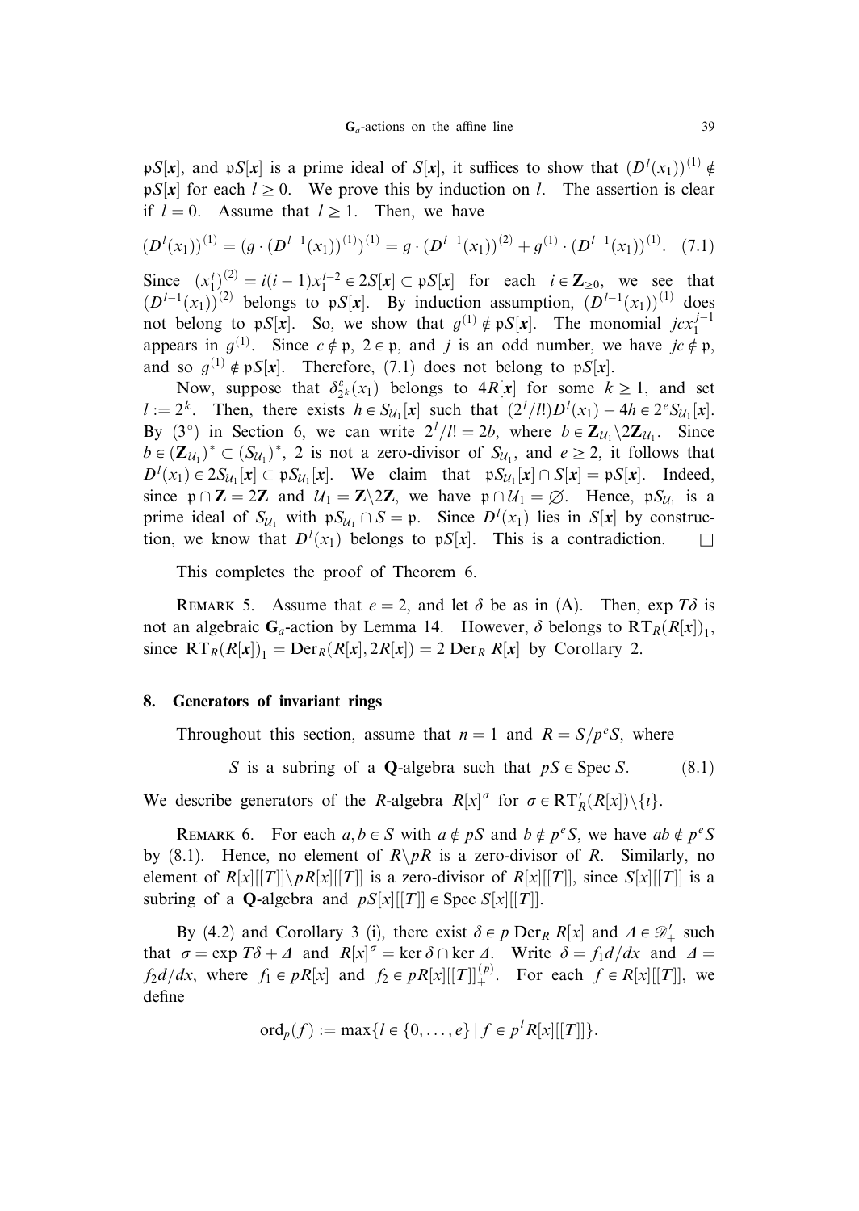$\mathfrak{p}S[\boldsymbol{x}]$, and $\mathfrak{p}S[\boldsymbol{x}]$ is a prime ideal of $S[\boldsymbol{x}]$, it suffices to show that $(D^l(x_1))^{(1)} \notin \mathfrak{p}S[\boldsymbol{x}]$ for each $l \geq 0$. We prove this by induction on $l$. The assertion is clear if $l = 0$. Assume that $l \geq 1$. Then, we have

$$(D^l(x_1))^{(1)} = (g \cdot (D^{l-1}(x_1))^{(1)})^{(1)} = g \cdot (D^{l-1}(x_1))^{(2)} + g^{(1)} \cdot (D^{l-1}(x_1))^{(1)}. \quad (7.1)$$

Since $(x_1^i)^{(2)} = i(i-1)x_1^{i-2} \in 2S[\boldsymbol{x}] \subset \mathfrak{p}S[\boldsymbol{x}]$ for each $i \in \mathbf{Z}_{\geq 0}$, we see that $(D^{l-1}(x_1))^{(2)}$ belongs to $\mathfrak{p}S[\boldsymbol{x}]$. By induction assumption, $(D^{l-1}(x_1))^{(1)}$ does not belong to $\mathfrak{p}S[\boldsymbol{x}]$. So, we show that $g^{(1)} \notin \mathfrak{p}S[\boldsymbol{x}]$. The monomial $jcx_1^{j-1}$ appears in $g^{(1)}$. Since $c \notin \mathfrak{p}$, $2 \in \mathfrak{p}$, and $j$ is an odd number, we have $jc \notin \mathfrak{p}$, and so $g^{(1)} \notin \mathfrak{p}S[\boldsymbol{x}]$. Therefore, (7.1) does not belong to $\mathfrak{p}S[\boldsymbol{x}]$.

Now, suppose that $\delta_{2^k}^{\varepsilon}(x_1)$ belongs to $4R[\boldsymbol{x}]$ for some $k \geq 1$, and set $l := 2^k$. Then, there exists $h \in S_{\mathcal{U}_1}[\boldsymbol{x}]$ such that $(2^l/l!)D^l(x_1) - 4h \in 2^e S_{\mathcal{U}_1}[\boldsymbol{x}]$. By (3°) in Section 6, we can write $2^l/l! = 2b$, where $b \in \mathbf{Z}_{\mathcal{U}_1} \backslash 2\mathbf{Z}_{\mathcal{U}_1}$. Since $b \in (\mathbf{Z}_{\mathcal{U}_1})^* \subset (S_{\mathcal{U}_1})^*$, 2 is not a zero-divisor of $S_{\mathcal{U}_1}$, and $e \geq 2$, it follows that $D^l(x_1) \in 2S_{\mathcal{U}_1}[\boldsymbol{x}] \subset \mathfrak{p}S_{\mathcal{U}_1}[\boldsymbol{x}]$. We claim that $\mathfrak{p}S_{\mathcal{U}_1}[\boldsymbol{x}] \cap S[\boldsymbol{x}] = \mathfrak{p}S[\boldsymbol{x}]$. Indeed, since $\mathfrak{p} \cap \mathbf{Z} = 2\mathbf{Z}$ and $\mathcal{U}_1 = \mathbf{Z} \backslash 2\mathbf{Z}$, we have $\mathfrak{p} \cap \mathcal{U}_1 = \varnothing$. Hence, $\mathfrak{p}S_{\mathcal{U}_1}$ is a prime ideal of $S_{\mathcal{U}_1}$ with $\mathfrak{p}S_{\mathcal{U}_1} \cap S = \mathfrak{p}$. Since $D^l(x_1)$ lies in $S[\boldsymbol{x}]$ by construction, we know that $D^l(x_1)$ belongs to $\mathfrak{p}S[\boldsymbol{x}]$. This is a contradiction. □

This completes the proof of Theorem 6.

Remark 5. Assume that $e = 2$, and let $\delta$ be as in (A). Then, $\overline{\exp}\, T\delta$ is not an algebraic $\mathbf{G}_a$-action by Lemma 14. However, $\delta$ belongs to $\mathrm{RT}_R(R[\boldsymbol{x}])_1$, since $\mathrm{RT}_R(R[\boldsymbol{x}])_1 = \mathrm{Der}_R(R[\boldsymbol{x}], 2R[\boldsymbol{x}]) = 2\,\mathrm{Der}_R\, R[\boldsymbol{x}]$ by Corollary 2.

## 8. Generators of invariant rings

Throughout this section, assume that $n = 1$ and $R = S/p^e S$, where

$$S \text{ is a subring of a } \mathbf{Q}\text{-algebra such that } pS \in \operatorname{Spec} S. \quad (8.1)$$

We describe generators of the $R$-algebra $R[x]^{\sigma}$ for $\sigma \in \mathrm{RT}'_R(R[x]) \backslash \{\iota\}$.

Remark 6. For each $a, b \in S$ with $a \notin pS$ and $b \notin p^e S$, we have $ab \notin p^e S$ by (8.1). Hence, no element of $R \backslash pR$ is a zero-divisor of $R$. Similarly, no element of $R[x][[T]] \backslash pR[x][[T]]$ is a zero-divisor of $R[x][[T]]$, since $S[x][[T]]$ is a subring of a $\mathbf{Q}$-algebra and $pS[x][[T]] \in \operatorname{Spec} S[x][[T]]$.

By (4.2) and Corollary 3 (i), there exist $\delta \in p\,\mathrm{Der}_R\, R[x]$ and $\Delta \in \mathscr{D}'_+$ such that $\sigma = \overline{\exp}\, T\delta + \Delta$ and $R[x]^{\sigma} = \ker \delta \cap \ker \Delta$. Write $\delta = f_1 d/dx$ and $\Delta = f_2 d/dx$, where $f_1 \in pR[x]$ and $f_2 \in pR[x][[T]]_+^{(p)}$. For each $f \in R[x][[T]]$, we define

$$\operatorname{ord}_p(f) := \max\{l \in \{0, \dots, e\} \mid f \in p^l R[x][[T]]\}.$$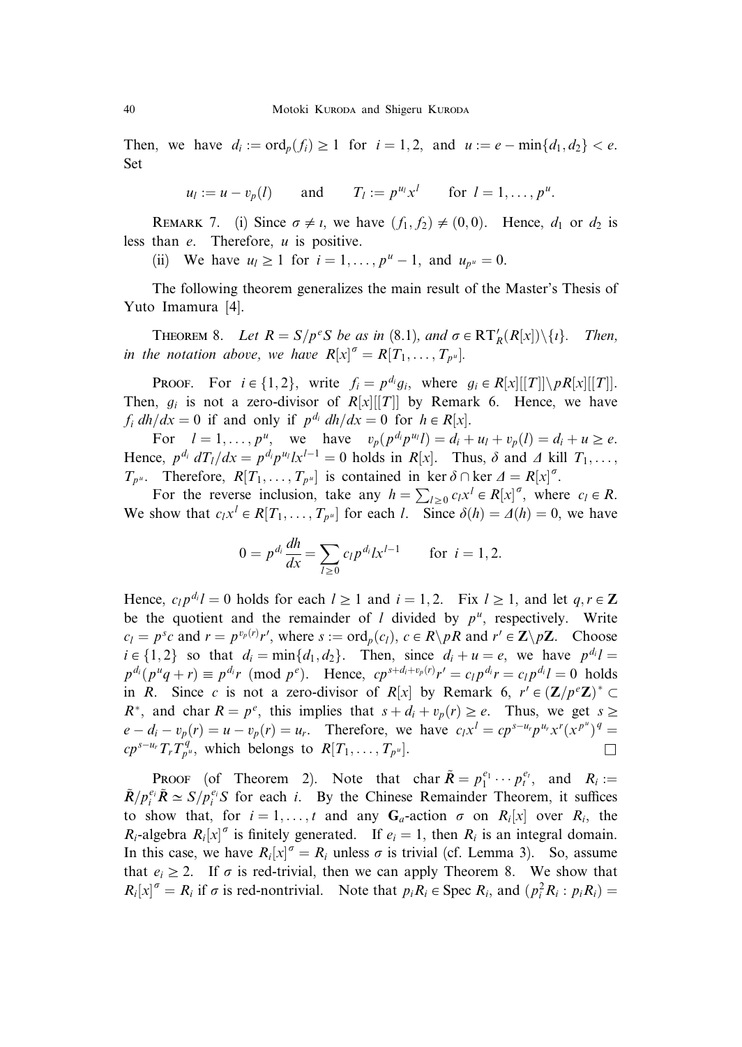Then, we have $d_i := \mathrm{ord}_p(f_i) \geq 1$ for $i = 1, 2$, and $u := e - \min\{d_1, d_2\} < e$. Set

$$u_l := u - v_p(l) \qquad \text{and} \qquad T_l := p^{u_l} x^l \qquad \text{for } l = 1, \dots, p^u.$$

REMARK 7. (i) Since $\sigma \neq \iota$, we have $(f_1, f_2) \neq (0, 0)$. Hence, $d_1$ or $d_2$ is less than $e$. Therefore, $u$ is positive.

(ii) We have $u_l \geq 1$ for $i = 1, \dots, p^u - 1$, and $u_{p^u} = 0$.

The following theorem generalizes the main result of the Master's Thesis of Yuto Imamura [4].

THEOREM 8. *Let $R = S/p^e S$ be as in (8.1), and $\sigma \in \mathrm{RT}'_R(R[x]) \setminus \{\iota\}$. Then, in the notation above, we have $R[x]^\sigma = R[T_1, \dots, T_{p^u}]$.*

PROOF. For $i \in \{1, 2\}$, write $f_i = p^{d_i} g_i$, where $g_i \in R[x][[T]] \setminus pR[x][[T]]$. Then, $g_i$ is not a zero-divisor of $R[x][[T]]$ by Remark 6. Hence, we have $f_i \, dh/dx = 0$ if and only if $p^{d_i} \, dh/dx = 0$ for $h \in R[x]$.

For $l = 1, \dots, p^u$, we have $v_p(p^{d_i} p^{u_l} l) = d_i + u_l + v_p(l) = d_i + u \geq e$. Hence, $p^{d_i} \, dT_l/dx = p^{d_i} p^{u_l} l x^{l-1} = 0$ holds in $R[x]$. Thus, $\delta$ and $\Delta$ kill $T_1, \dots, T_{p^u}$. Therefore, $R[T_1, \dots, T_{p^u}]$ is contained in $\ker \delta \cap \ker \Delta = R[x]^\sigma$.

For the reverse inclusion, take any $h = \sum_{l \geq 0} c_l x^l \in R[x]^\sigma$, where $c_l \in R$. We show that $c_l x^l \in R[T_1, \dots, T_{p^u}]$ for each $l$. Since $\delta(h) = \Delta(h) = 0$, we have

$$0 = p^{d_i} \frac{dh}{dx} = \sum_{l \geq 0} c_l p^{d_i} l x^{l-1} \qquad \text{for } i = 1, 2.$$

Hence, $c_l p^{d_i} l = 0$ holds for each $l \geq 1$ and $i = 1, 2$. Fix $l \geq 1$, and let $q, r \in \mathbf{Z}$ be the quotient and the remainder of $l$ divided by $p^u$, respectively. Write $c_l = p^s c$ and $r = p^{v_p(r)} r'$, where $s := \mathrm{ord}_p(c_l)$, $c \in R \setminus pR$ and $r' \in \mathbf{Z} \setminus p\mathbf{Z}$. Choose $i \in \{1, 2\}$ so that $d_i = \min\{d_1, d_2\}$. Then, since $d_i + u = e$, we have $p^{d_i} l = p^{d_i}(p^u q + r) \equiv p^{d_i} r \pmod{p^e}$. Hence, $c p^{s + d_i + v_p(r)} r' = c_l p^{d_i} r = c_l p^{d_i} l = 0$ holds in $R$. Since $c$ is not a zero-divisor of $R[x]$ by Remark 6, $r' \in (\mathbf{Z}/p^e\mathbf{Z})^* \subset R^*$, and $\mathrm{char}\, R = p^e$, this implies that $s + d_i + v_p(r) \geq e$. Thus, we get $s \geq e - d_i - v_p(r) = u - v_p(r) = u_r$. Therefore, we have $c_l x^l = c p^{s - u_r} p^{u_r} x^r (x^{p^u})^q = c p^{s - u_r} T_r T_{p^u}^q$, which belongs to $R[T_1, \dots, T_{p^u}]$. $\square$

PROOF (of Theorem 2). Note that $\mathrm{char}\, \tilde{R} = p_1^{e_1} \cdots p_t^{e_t}$, and $R_i := \tilde{R}/p_i^{e_i} \tilde{R} \simeq S/p_i^{e_i} S$ for each $i$. By the Chinese Remainder Theorem, it suffices to show that, for $i = 1, \dots, t$ and any $\mathbf{G}_a$-action $\sigma$ on $R_i[x]$ over $R_i$, the $R_i$-algebra $R_i[x]^\sigma$ is finitely generated. If $e_i = 1$, then $R_i$ is an integral domain. In this case, we have $R_i[x]^\sigma = R_i$ unless $\sigma$ is trivial (cf. Lemma 3). So, assume that $e_i \geq 2$. If $\sigma$ is red-trivial, then we can apply Theorem 8. We show that $R_i[x]^\sigma = R_i$ if $\sigma$ is red-nontrivial. Note that $p_i R_i \in \mathrm{Spec}\, R_i$, and $(p_i^2 R_i : p_i R_i) =$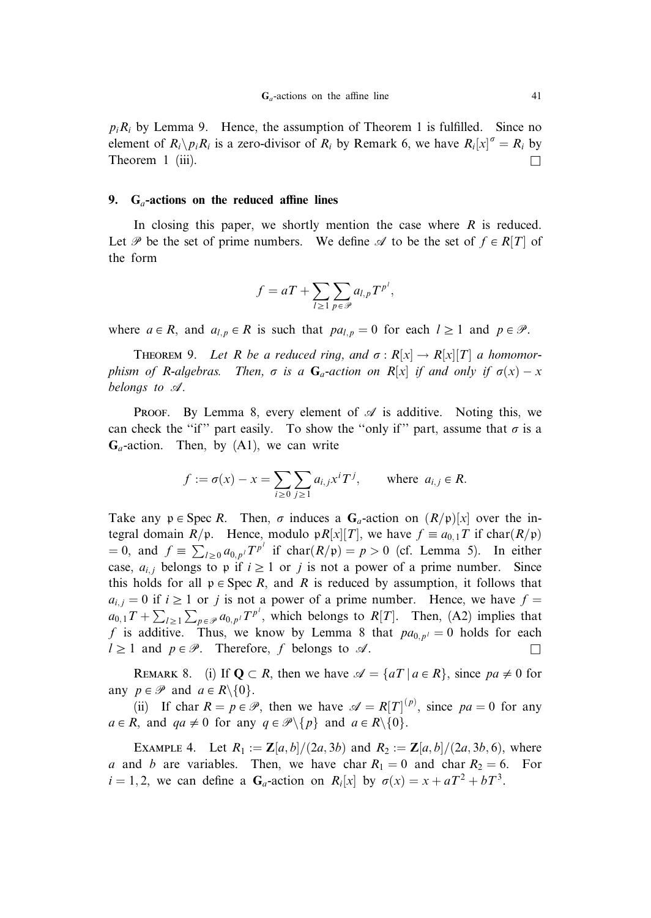$p_iR_i$ by Lemma 9. Hence, the assumption of Theorem 1 is fulfilled. Since no element of $R_i \setminus p_iR_i$ is a zero-divisor of $R_i$ by Remark 6, we have $R_i[x]^\sigma = R_i$ by Theorem 1 (iii). $\square$

## 9. $\mathbf{G}_a$-actions on the reduced affine lines

In closing this paper, we shortly mention the case where $R$ is reduced. Let $\mathscr{P}$ be the set of prime numbers. We define $\mathscr{A}$ to be the set of $f \in R[T]$ of the form

$$f = aT + \sum_{l \geq 1} \sum_{p \in \mathscr{P}} a_{l,p} T^{p^l},$$

where $a \in R$, and $a_{l,p} \in R$ is such that $pa_{l,p} = 0$ for each $l \geq 1$ and $p \in \mathscr{P}$.

THEOREM 9. *Let $R$ be a reduced ring, and $\sigma : R[x] \to R[x][T]$ a homomorphism of $R$-algebras. Then, $\sigma$ is a $\mathbf{G}_a$-action on $R[x]$ if and only if $\sigma(x) - x$ belongs to $\mathscr{A}$.*

PROOF. By Lemma 8, every element of $\mathscr{A}$ is additive. Noting this, we can check the "if" part easily. To show the "only if" part, assume that $\sigma$ is a $\mathbf{G}_a$-action. Then, by (A1), we can write

$$f := \sigma(x) - x = \sum_{i \geq 0} \sum_{j \geq 1} a_{i,j} x^i T^j, \qquad \text{where } a_{i,j} \in R.$$

Take any $\mathfrak{p} \in \operatorname{Spec} R$. Then, $\sigma$ induces a $\mathbf{G}_a$-action on $(R/\mathfrak{p})[x]$ over the integral domain $R/\mathfrak{p}$. Hence, modulo $\mathfrak{p}R[x][T]$, we have $f \equiv a_{0,1}T$ if $\operatorname{char}(R/\mathfrak{p}) = 0$, and $f \equiv \sum_{l \geq 0} a_{0,p^l} T^{p^l}$ if $\operatorname{char}(R/\mathfrak{p}) = p > 0$ (cf. Lemma 5). In either case, $a_{i,j}$ belongs to $\mathfrak{p}$ if $i \geq 1$ or $j$ is not a power of a prime number. Since this holds for all $\mathfrak{p} \in \operatorname{Spec} R$, and $R$ is reduced by assumption, it follows that $a_{i,j} = 0$ if $i \geq 1$ or $j$ is not a power of a prime number. Hence, we have $f = a_{0,1}T + \sum_{l \geq 1} \sum_{p \in \mathscr{P}} a_{0,p^l} T^{p^l}$, which belongs to $R[T]$. Then, (A2) implies that $f$ is additive. Thus, we know by Lemma 8 that $pa_{0,p^l} = 0$ holds for each $l \geq 1$ and $p \in \mathscr{P}$. Therefore, $f$ belongs to $\mathscr{A}$. $\square$

REMARK 8. (i) If $\mathbf{Q} \subset R$, then we have $\mathscr{A} = \{aT \mid a \in R\}$, since $pa \neq 0$ for any $p \in \mathscr{P}$ and $a \in R \setminus \{0\}$.

(ii) If $\operatorname{char} R = p \in \mathscr{P}$, then we have $\mathscr{A} = R[T]^{(p)}$, since $pa = 0$ for any $a \in R$, and $qa \neq 0$ for any $q \in \mathscr{P} \setminus \{p\}$ and $a \in R \setminus \{0\}$.

EXAMPLE 4. Let $R_1 := \mathbf{Z}[a,b]/(2a, 3b)$ and $R_2 := \mathbf{Z}[a,b]/(2a, 3b, 6)$, where $a$ and $b$ are variables. Then, we have $\operatorname{char} R_1 = 0$ and $\operatorname{char} R_2 = 6$. For $i = 1, 2$, we can define a $\mathbf{G}_a$-action on $R_i[x]$ by $\sigma(x) = x + aT^2 + bT^3$.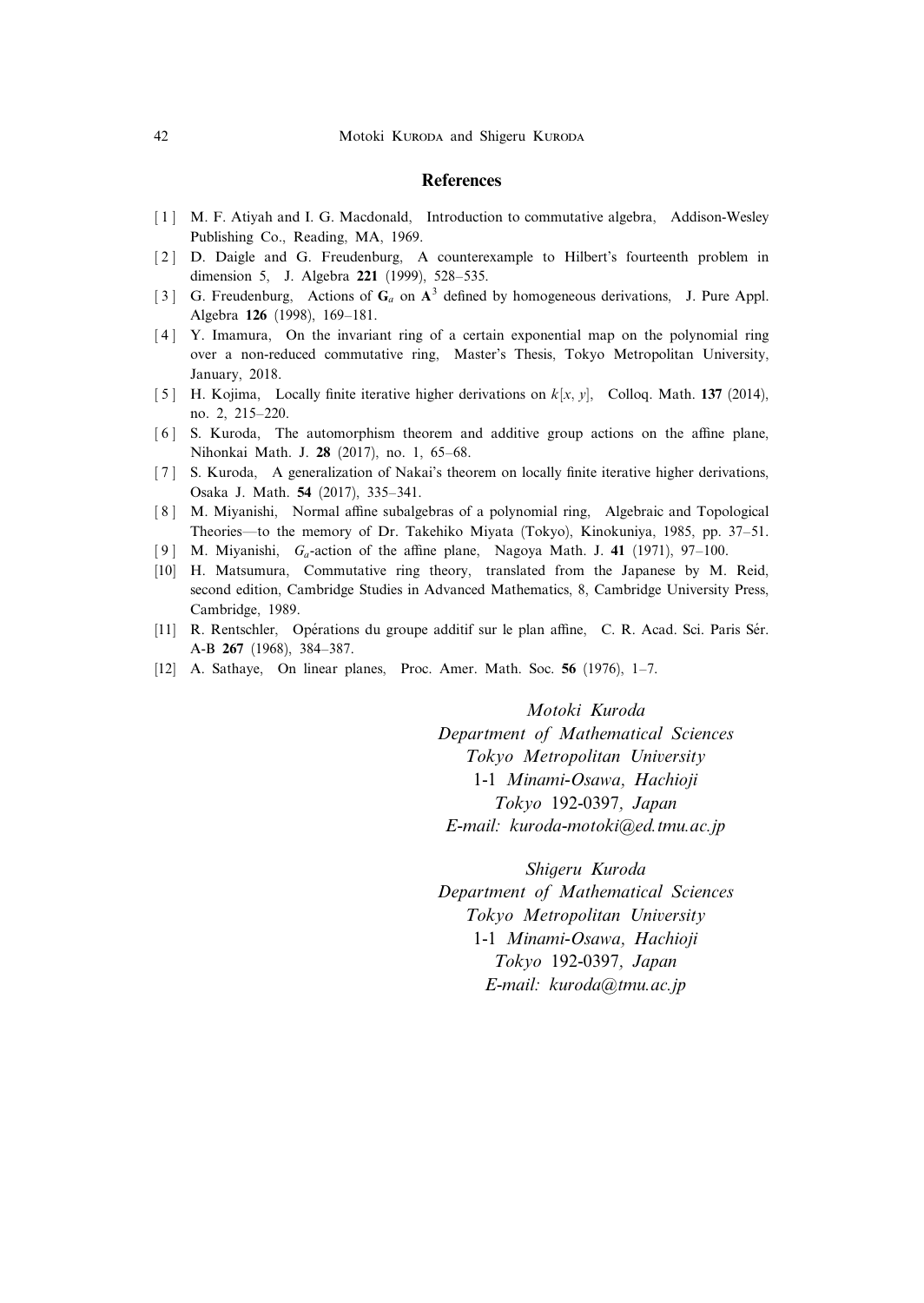## References

[1] M. F. Atiyah and I. G. Macdonald, Introduction to commutative algebra, Addison-Wesley Publishing Co., Reading, MA, 1969.

[2] D. Daigle and G. Freudenburg, A counterexample to Hilbert's fourteenth problem in dimension 5, J. Algebra **221** (1999), 528–535.

[3] G. Freudenburg, Actions of $\mathbf{G}_a$ on $\mathbf{A}^3$ defined by homogeneous derivations, J. Pure Appl. Algebra **126** (1998), 169–181.

[4] Y. Imamura, On the invariant ring of a certain exponential map on the polynomial ring over a non-reduced commutative ring, Master's Thesis, Tokyo Metropolitan University, January, 2018.

[5] H. Kojima, Locally finite iterative higher derivations on $k[x, y]$, Colloq. Math. **137** (2014), no. 2, 215–220.

[6] S. Kuroda, The automorphism theorem and additive group actions on the affine plane, Nihonkai Math. J. **28** (2017), no. 1, 65–68.

[7] S. Kuroda, A generalization of Nakai's theorem on locally finite iterative higher derivations, Osaka J. Math. **54** (2017), 335–341.

[8] M. Miyanishi, Normal affine subalgebras of a polynomial ring, Algebraic and Topological Theories—to the memory of Dr. Takehiko Miyata (Tokyo), Kinokuniya, 1985, pp. 37–51.

[9] M. Miyanishi, $G_a$-action of the affine plane, Nagoya Math. J. **41** (1971), 97–100.

[10] H. Matsumura, Commutative ring theory, translated from the Japanese by M. Reid, second edition, Cambridge Studies in Advanced Mathematics, 8, Cambridge University Press, Cambridge, 1989.

[11] R. Rentschler, Opérations du groupe additif sur le plan affine, C. R. Acad. Sci. Paris Sér. A-B **267** (1968), 384–387.

[12] A. Sathaye, On linear planes, Proc. Amer. Math. Soc. **56** (1976), 1–7.

*Motoki Kuroda*
*Department of Mathematical Sciences*
*Tokyo Metropolitan University*
1-1 *Minami-Osawa, Hachioji*
*Tokyo* 192-0397, *Japan*
*E-mail: kuroda-motoki@ed.tmu.ac.jp*

*Shigeru Kuroda*
*Department of Mathematical Sciences*
*Tokyo Metropolitan University*
1-1 *Minami-Osawa, Hachioji*
*Tokyo* 192-0397, *Japan*
*E-mail: kuroda@tmu.ac.jp*